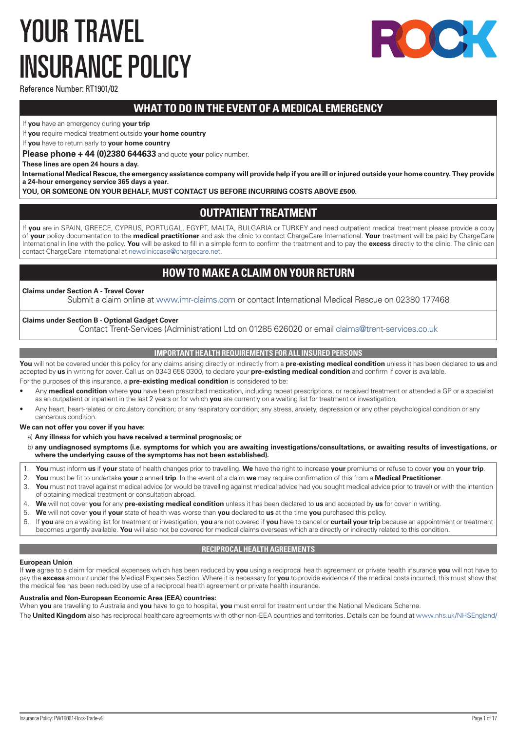# YOUR TRAVEL INSURANCE POLICY

Reference Number: RT1901/02

## WHAT TO DO IN THE EVENT OF A MEDICAL EMERGENCY

If **you** have an emergency during **your trip**

If **you** require medical treatment outside **your home country**

If **you** have to return early to **your home country**

**Please phone + 44 (0)2380 644633** and quote **your** policy number.

**These lines are open 24 hours a day.**

**International Medical Rescue, the emergency assistance company will provide help if you are ill or injured outside your home country. They provide a 24-hour emergency service 365 days a year.**

**YOU, OR SOMEONE ON YOUR BEHALF, MUST CONTACT US BEFORE INCURRING COSTS ABOVE £500.**

## OUTPATIENT TREATMENT

If **you** are in SPAIN, GREECE, CYPRUS, PORTUGAL, EGYPT, MALTA, BULGARIA or TURKEY and need outpatient medical treatment please provide a copy of **your** policy documentation to the **medical practitioner** and ask the clinic to contact ChargeCare International. **Your** treatment will be paid by ChargeCare International in line with the policy. **You** will be asked to fill in a simple form to confirm the treatment and to pay the **excess** directly to the clinic. The clinic can contact ChargeCare International at newcliniccase@chargecare.net.

## HOW TO MAKE A CLAIM ON YOUR RETURN

**Claims under Section A - Travel Cover**

Submit a claim online at www.imr-claims.com or contact International Medical Rescue on 02380 177468

**Claims under Section B - Optional Gadget Cover**

Contact Trent-Services (Administration) Ltd on 01285 626020 or email claims@trent-services.co.uk

### IMPORTANT HEALTH REQUIREMENTS FOR ALL INSURED PERSONS

**You** will not be covered under this policy for any claims arising directly or indirectly from a **pre-existing medical condition** unless it has been declared to **us** and accepted by **us** in writing for cover. Call us on 0343 658 0300, to declare your **pre-existing medical condition** and confirm if cover is available.

For the purposes of this insurance, a **pre-existing medical condition** is considered to be:

- Any **medical condition** where **you** have been prescribed medication, including repeat prescriptions, or received treatment or attended a GP or a specialist as an outpatient or inpatient in the last 2 years or for which **you** are currently on a waiting list for treatment or investigation;
- Any heart, heart-related or circulatory condition; or any respiratory condition; any stress, anxiety, depression or any other psychological condition or any cancerous condition.

**We can not offer you cover if you have:**

a) **Any illness for which you have received a terminal prognosis; or**

b) **any undiagnosed symptoms (i.e. symptoms for which you are awaiting investigations/consultations, or awaiting results of investigations, or where the underlying cause of the symptoms has not been established).**

1. **You** must inform **us** if **your** state of health changes prior to travelling. **We** have the right to increase **your** premiums or refuse to cover **you** on **your trip**.
2. **You** must be fit to undertake **your** planned **trip**. In the event of a claim **we** may require confirmation of this from a **Medical Practitioner**.
3. **You** must not travel against medical advice (or would be travelling against medical advice had you sought medical advice prior to travel) or with the intention of obtaining medical treatment or consultation abroad.
4. **We** will not cover **you** for any **pre-existing medical condition** unless it has been declared to **us** and accepted by **us** for cover in writing.
5. **We** will not cover **you** if **your** state of health was worse than **you** declared to **us** at the time **you** purchased this policy.
6. If **you** are on a waiting list for treatment or investigation, **you** are not covered if **you** have to cancel or **curtail your trip** because an appointment or treatment becomes urgently available. **You** will also not be covered for medical claims overseas which are directly or indirectly related to this condition.

### RECIPROCAL HEALTH AGREEMENTS

**European Union**

If **we** agree to a claim for medical expenses which has been reduced by **you** using a reciprocal health agreement or private health insurance **you** will not have to pay the **excess** amount under the Medical Expenses Section. Where it is necessary for **you** to provide evidence of the medical costs incurred, this must show that the medical fee has been reduced by use of a reciprocal health agreement or private health insurance.

**Australia and Non-European Economic Area (EEA) countries:**

When **you** are travelling to Australia and **you** have to go to hospital, **you** must enrol for treatment under the National Medicare Scheme.

The **United Kingdom** also has reciprocal healthcare agreements with other non-EEA countries and territories. Details can be found at www.nhs.uk/NHSEngland/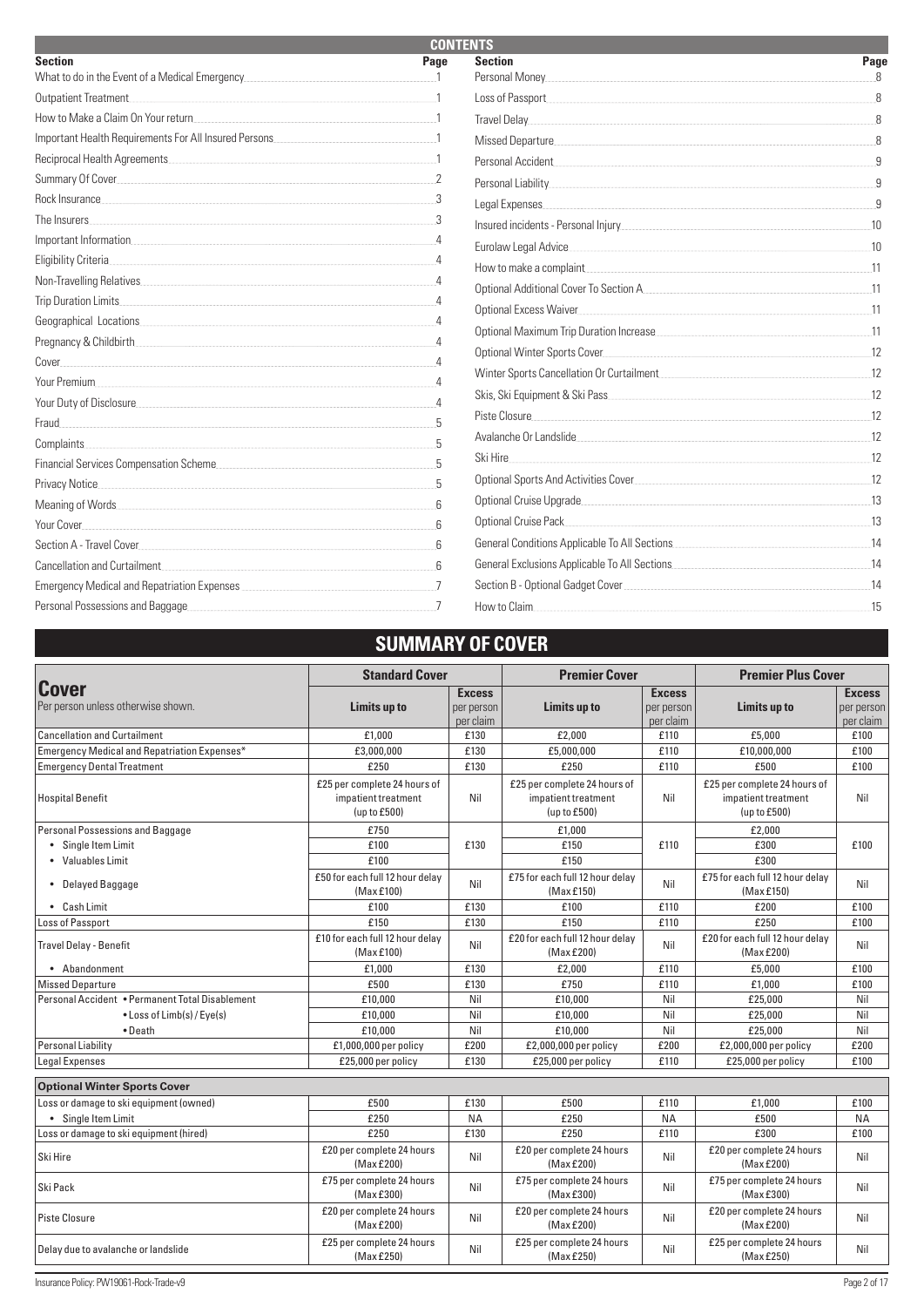## CONTENTS

| Section | Page |
|---|---|
| What to do in the Event of a Medical Emergency | 1 |
| Outpatient Treatment | 1 |
| How to Make a Claim On Your return | 1 |
| Important Health Requirements For All Insured Persons | 1 |
| Reciprocal Health Agreements | 1 |
| Summary Of Cover | 2 |
| Rock Insurance | 3 |
| The Insurers | 3 |
| Important Information | 4 |
| Eligibility Criteria | 4 |
| Non-Travelling Relatives | 4 |
| Trip Duration Limits | 4 |
| Geographical Locations | 4 |
| Pregnancy & Childbirth | 4 |
| Cover | 4 |
| Your Premium | 4 |
| Your Duty of Disclosure | 4 |
| Fraud | 5 |
| Complaints | 5 |
| Financial Services Compensation Scheme | 5 |
| Privacy Notice | 5 |
| Meaning of Words | 6 |
| Your Cover | 6 |
| Section A - Travel Cover | 6 |
| Cancellation and Curtailment | 6 |
| Emergency Medical and Repatriation Expenses | 7 |
| Personal Possessions and Baggage | 7 |
| Personal Money | 8 |
| Loss of Passport | 8 |
| Travel Delay | 8 |
| Missed Departure | 8 |
| Personal Accident | 9 |
| Personal Liability | 9 |
| Legal Expenses | 9 |
| Insured incidents - Personal Injury | 10 |
| Eurolaw Legal Advice | 10 |
| How to make a complaint | 11 |
| Optional Additional Cover To Section A | 11 |
| Optional Excess Waiver | 11 |
| Optional Maximum Trip Duration Increase | 11 |
| Optional Winter Sports Cover | 12 |
| Winter Sports Cancellation Or Curtailment | 12 |
| Skis, Ski Equipment & Ski Pass | 12 |
| Piste Closure | 12 |
| Avalanche Or Landslide | 12 |
| Ski Hire | 12 |
| Optional Sports And Activities Cover | 12 |
| Optional Cruise Upgrade | 13 |
| Optional Cruise Pack | 13 |
| General Conditions Applicable To All Sections | 14 |
| General Exclusions Applicable To All Sections | 14 |
| Section B - Optional Gadget Cover | 14 |
| How to Claim | 15 |

## SUMMARY OF COVER

| **Cover** Per person unless otherwise shown. | Standard Cover | | Premier Cover | | Premier Plus Cover | |
|---|---|---|---|---|---|---|
| | **Limits up to** | **Excess** per person per claim | **Limits up to** | **Excess** per person per claim | **Limits up to** | **Excess** per person per claim |
| Cancellation and Curtailment | £1,000 | £130 | £2,000 | £110 | £5,000 | £100 |
| Emergency Medical and Repatriation Expenses* | £3,000,000 | £130 | £5,000,000 | £110 | £10,000,000 | £100 |
| Emergency Dental Treatment | £250 | £130 | £250 | £110 | £500 | £100 |
| Hospital Benefit | £25 per complete 24 hours of impatient treatment (up to £500) | Nil | £25 per complete 24 hours of impatient treatment (up to £500) | Nil | £25 per complete 24 hours of impatient treatment (up to £500) | Nil |
| Personal Possessions and Baggage | £750 | £130 | £1,000 | £110 | £2,000 | £100 |
| • Single Item Limit | £100 | | £150 | | £300 | |
| • Valuables Limit | £100 | | £150 | | £300 | |
| • Delayed Baggage | £50 for each full 12 hour delay (Max £100) | Nil | £75 for each full 12 hour delay (Max £150) | Nil | £75 for each full 12 hour delay (Max £150) | Nil |
| • Cash Limit | £100 | £130 | £100 | £110 | £200 | £100 |
| Loss of Passport | £150 | £130 | £150 | £110 | £250 | £100 |
| Travel Delay - Benefit | £10 for each full 12 hour delay (Max £100) | Nil | £20 for each full 12 hour delay (Max £200) | Nil | £20 for each full 12 hour delay (Max £200) | Nil |
| • Abandonment | £1,000 | £130 | £2,000 | £110 | £5,000 | £100 |
| Missed Departure | £500 | £130 | £750 | £110 | £1,000 | £100 |
| Personal Accident • Permanent Total Disablement | £10,000 | Nil | £10,000 | Nil | £25,000 | Nil |
| • Loss of Limb(s) / Eye(s) | £10,000 | Nil | £10,000 | Nil | £25,000 | Nil |
| • Death | £10,000 | Nil | £10,000 | Nil | £25,000 | Nil |
| Personal Liability | £1,000,000 per policy | £200 | £2,000,000 per policy | £200 | £2,000,000 per policy | £200 |
| Legal Expenses | £25,000 per policy | £130 | £25,000 per policy | £110 | £25,000 per policy | £100 |
| **Optional Winter Sports Cover** | | | | | | |
| Loss or damage to ski equipment (owned) | £500 | £130 | £500 | £110 | £1,000 | £100 |
| • Single Item Limit | £250 | NA | £250 | NA | £500 | NA |
| Loss or damage to ski equipment (hired) | £250 | £130 | £250 | £110 | £300 | £100 |
| Ski Hire | £20 per complete 24 hours (Max £200) | Nil | £20 per complete 24 hours (Max £200) | Nil | £20 per complete 24 hours (Max £200) | Nil |
| Ski Pack | £75 per complete 24 hours (Max £300) | Nil | £75 per complete 24 hours (Max £300) | Nil | £75 per complete 24 hours (Max £300) | Nil |
| Piste Closure | £20 per complete 24 hours (Max £200) | Nil | £20 per complete 24 hours (Max £200) | Nil | £20 per complete 24 hours (Max £200) | Nil |
| Delay due to avalanche or landslide | £25 per complete 24 hours (Max £250) | Nil | £25 per complete 24 hours (Max £250) | Nil | £25 per complete 24 hours (Max £250) | Nil |

Insurance Policy: PW19061-Rock-Trade-v9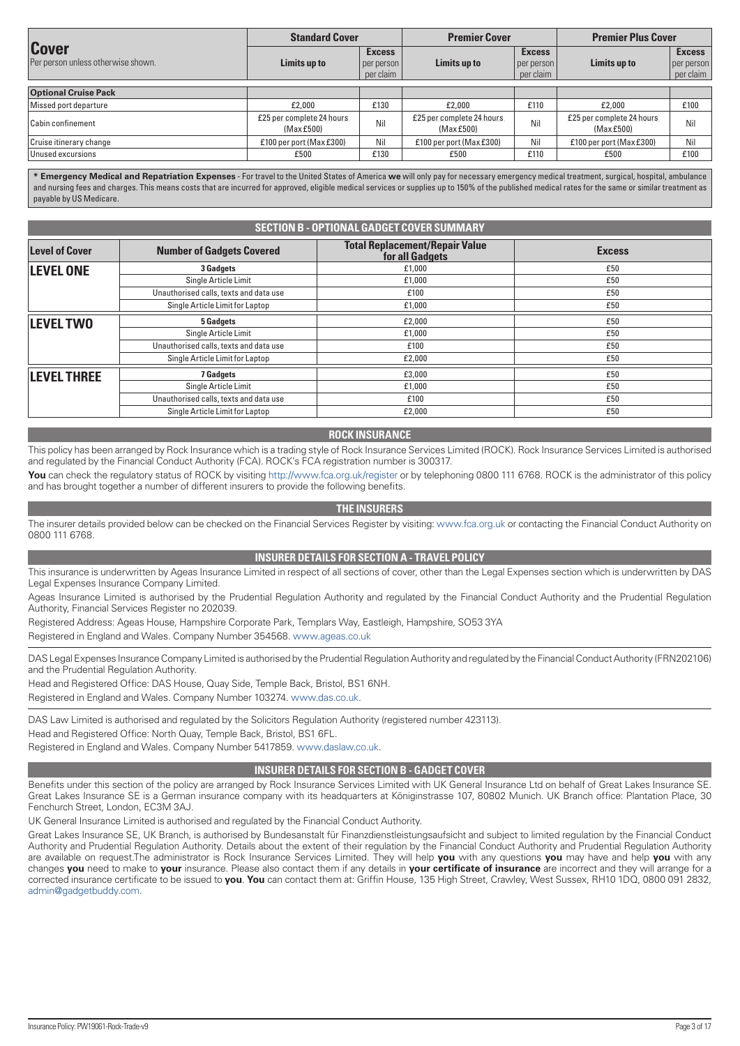| **Cover** Per person unless otherwise shown. | **Standard Cover** | | **Premier Cover** | | **Premier Plus Cover** | |
|---|---|---|---|---|---|---|
| | **Limits up to** | **Excess** per person per claim | **Limits up to** | **Excess** per person per claim | **Limits up to** | **Excess** per person per claim |
| **Optional Cruise Pack** | | | | | | |
| Missed port departure | £2,000 | £130 | £2,000 | £110 | £2,000 | £100 |
| Cabin confinement | £25 per complete 24 hours (Max £500) | Nil | £25 per complete 24 hours (Max £500) | Nil | £25 per complete 24 hours (Max £500) | Nil |
| Cruise itinerary change | £100 per port (Max £300) | Nil | £100 per port (Max £300) | Nil | £100 per port (Max £300) | Nil |
| Unused excursions | £500 | £130 | £500 | £110 | £500 | £100 |

**\* Emergency Medical and Repatriation Expenses** - For travel to the United States of America **we** will only pay for necessary emergency medical treatment, surgical, hospital, ambulance and nursing fees and charges. This means costs that are incurred for approved, eligible medical services or supplies up to 150% of the published medical rates for the same or similar treatment as payable by US Medicare.

## SECTION B - OPTIONAL GADGET COVER SUMMARY

| Level of Cover | Number of Gadgets Covered | Total Replacement/Repair Value for all Gadgets | Excess |
|---|---|---|---|
| **LEVEL ONE** | **3 Gadgets** | £1,000 | £50 |
| | Single Article Limit | £1,000 | £50 |
| | Unauthorised calls, texts and data use | £100 | £50 |
| | Single Article Limit for Laptop | £1,000 | £50 |
| **LEVEL TWO** | **5 Gadgets** | £2,000 | £50 |
| | Single Article Limit | £1,000 | £50 |
| | Unauthorised calls, texts and data use | £100 | £50 |
| | Single Article Limit for Laptop | £2,000 | £50 |
| **LEVEL THREE** | **7 Gadgets** | £3,000 | £50 |
| | Single Article Limit | £1,000 | £50 |
| | Unauthorised calls, texts and data use | £100 | £50 |
| | Single Article Limit for Laptop | £2,000 | £50 |

## ROCK INSURANCE

This policy has been arranged by Rock Insurance which is a trading style of Rock Insurance Services Limited (ROCK). Rock Insurance Services Limited is authorised and regulated by the Financial Conduct Authority (FCA). ROCK's FCA registration number is 300317.

**You** can check the regulatory status of ROCK by visiting http://www.fca.org.uk/register or by telephoning 0800 111 6768. ROCK is the administrator of this policy and has brought together a number of different insurers to provide the following benefits.

## THE INSURERS

The insurer details provided below can be checked on the Financial Services Register by visiting: www.fca.org.uk or contacting the Financial Conduct Authority on 0800 111 6768.

## INSURER DETAILS FOR SECTION A - TRAVEL POLICY

This insurance is underwritten by Ageas Insurance Limited in respect of all sections of cover, other than the Legal Expenses section which is underwritten by DAS Legal Expenses Insurance Company Limited.

Ageas Insurance Limited is authorised by the Prudential Regulation Authority and regulated by the Financial Conduct Authority and the Prudential Regulation Authority, Financial Services Register no 202039.

Registered Address: Ageas House, Hampshire Corporate Park, Templars Way, Eastleigh, Hampshire, SO53 3YA

Registered in England and Wales. Company Number 354568. www.ageas.co.uk

DAS Legal Expenses Insurance Company Limited is authorised by the Prudential Regulation Authority and regulated by the Financial Conduct Authority (FRN202106) and the Prudential Regulation Authority.

Head and Registered Office: DAS House, Quay Side, Temple Back, Bristol, BS1 6NH.

Registered in England and Wales. Company Number 103274. www.das.co.uk.

DAS Law Limited is authorised and regulated by the Solicitors Regulation Authority (registered number 423113).

Head and Registered Office: North Quay, Temple Back, Bristol, BS1 6FL.

Registered in England and Wales. Company Number 5417859. www.daslaw.co.uk.

## INSURER DETAILS FOR SECTION B - GADGET COVER

Benefits under this section of the policy are arranged by Rock Insurance Services Limited with UK General Insurance Ltd on behalf of Great Lakes Insurance SE. Great Lakes Insurance SE is a German insurance company with its headquarters at Königinstrasse 107, 80802 Munich. UK Branch office: Plantation Place, 30 Fenchurch Street, London, EC3M 3AJ.

UK General Insurance Limited is authorised and regulated by the Financial Conduct Authority.

Great Lakes Insurance SE, UK Branch, is authorised by Bundesanstalt für Finanzdienstleistungsaufsicht and subject to limited regulation by the Financial Conduct Authority and Prudential Regulation Authority. Details about the extent of their regulation by the Financial Conduct Authority and Prudential Regulation Authority are available on request.The administrator is Rock Insurance Services Limited. They will help **you** with any questions **you** may have and help **you** with any changes **you** need to make to **your** insurance. Please also contact them if any details in **your certificate of insurance** are incorrect and they will arrange for a corrected insurance certificate to be issued to **you**. **You** can contact them at: Griffin House, 135 High Street, Crawley, West Sussex, RH10 1DQ, 0800 091 2832, admin@gadgetbuddy.com.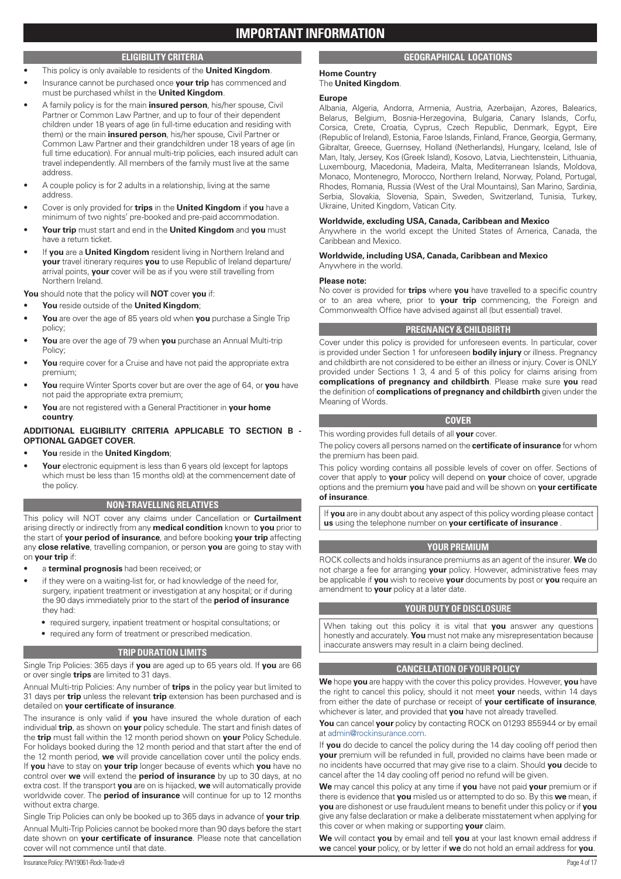# IMPORTANT INFORMATION

## ELIGIBILITY CRITERIA

- This policy is only available to residents of the **United Kingdom**.
- Insurance cannot be purchased once **your trip** has commenced and must be purchased whilst in the **United Kingdom**.
- A family policy is for the main **insured person**, his/her spouse, Civil Partner or Common Law Partner, and up to four of their dependent children under 18 years of age (in full-time education and residing with them) or the main **insured person**, his/her spouse, Civil Partner or Common Law Partner and their grandchildren under 18 years of age (in full time education). For annual multi-trip policies, each insured adult can travel independently. All members of the family must live at the same address.
- A couple policy is for 2 adults in a relationship, living at the same address.
- Cover is only provided for **trips** in the **United Kingdom** if **you** have a minimum of two nights' pre-booked and pre-paid accommodation.
- **Your trip** must start and end in the **United Kingdom** and **you** must have a return ticket.
- If **you** are a **United Kingdom** resident living in Northern Ireland and **your** travel itinerary requires **you** to use Republic of Ireland departure/arrival points, **your** cover will be as if you were still travelling from Northern Ireland.

**You** should note that the policy will **NOT** cover **you** if:

- **You** reside outside of the **United Kingdom**;
- **You** are over the age of 85 years old when **you** purchase a Single Trip policy;
- **You** are over the age of 79 when **you** purchase an Annual Multi-trip Policy;
- **You** require cover for a Cruise and have not paid the appropriate extra premium;
- **You** require Winter Sports cover but are over the age of 64, or **you** have not paid the appropriate extra premium;
- **You** are not registered with a General Practitioner in **your home country**.

**ADDITIONAL ELIGIBILITY CRITERIA APPLICABLE TO SECTION B - OPTIONAL GADGET COVER.**

- **You** reside in the **United Kingdom**;
- **Your** electronic equipment is less than 6 years old (except for laptops which must be less than 15 months old) at the commencement date of the policy.

## NON-TRAVELLING RELATIVES

This policy will NOT cover any claims under Cancellation or **Curtailment** arising directly or indirectly from any **medical condition** known to **you** prior to the start of **your period of insurance**, and before booking **your trip** affecting any **close relative**, travelling companion, or person **you** are going to stay with on **your trip** if:

- a **terminal prognosis** had been received; or
- if they were on a waiting-list for, or had knowledge of the need for, surgery, inpatient treatment or investigation at any hospital; or if during the 90 days immediately prior to the start of the **period of insurance** they had:
  - required surgery, inpatient treatment or hospital consultations; or
  - required any form of treatment or prescribed medication.

## TRIP DURATION LIMITS

Single Trip Policies: 365 days if **you** are aged up to 65 years old. If **you** are 66 or over single **trips** are limited to 31 days.

Annual Multi-trip Policies: Any number of **trips** in the policy year but limited to 31 days per **trip** unless the relevant **trip** extension has been purchased and is detailed on **your certificate of insurance**.

The insurance is only valid if **you** have insured the whole duration of each individual **trip**, as shown on **your** policy schedule. The start and finish dates of the **trip** must fall within the 12 month period shown on **your** Policy Schedule. For holidays booked during the 12 month period and that start after the end of the 12 month period, **we** will provide cancellation cover until the policy ends. If **you** have to stay on **your trip** longer because of events which **you** have no control over **we** will extend the **period of insurance** by up to 30 days, at no extra cost. If the transport **you** are on is hijacked, **we** will automatically provide worldwide cover. The **period of insurance** will continue for up to 12 months without extra charge.

Single Trip Policies can only be booked up to 365 days in advance of **your trip**.

Annual Multi-Trip Policies cannot be booked more than 90 days before the start date shown on **your certificate of insurance**. Please note that cancellation cover will not commence until that date.

## GEOGRAPHICAL LOCATIONS

**Home Country**
The **United Kingdom**.

**Europe**
Albania, Algeria, Andorra, Armenia, Austria, Azerbaijan, Azores, Balearics, Belarus, Belgium, Bosnia-Herzegovina, Bulgaria, Canary Islands, Corfu, Corsica, Crete, Croatia, Cyprus, Czech Republic, Denmark, Egypt, Eire (Republic of Ireland), Estonia, Faroe Islands, Finland, France, Georgia, Germany, Gibraltar, Greece, Guernsey, Holland (Netherlands), Hungary, Iceland, Isle of Man, Italy, Jersey, Kos (Greek Island), Kosovo, Latvia, Liechtenstein, Lithuania, Luxembourg, Macedonia, Madeira, Malta, Mediterranean Islands, Moldova, Monaco, Montenegro, Morocco, Northern Ireland, Norway, Poland, Portugal, Rhodes, Romania, Russia (West of the Ural Mountains), San Marino, Sardinia, Serbia, Slovakia, Slovenia, Spain, Sweden, Switzerland, Tunisia, Turkey, Ukraine, United Kingdom, Vatican City.

**Worldwide, excluding USA, Canada, Caribbean and Mexico**
Anywhere in the world except the United States of America, Canada, the Caribbean and Mexico.

**Worldwide, including USA, Canada, Caribbean and Mexico**
Anywhere in the world.

**Please note:**
No cover is provided for **trips** where **you** have travelled to a specific country or to an area where, prior to **your trip** commencing, the Foreign and Commonwealth Office have advised against all (but essential) travel.

## PREGNANCY & CHILDBIRTH

Cover under this policy is provided for unforeseen events. In particular, cover is provided under Section 1 for unforeseen **bodily injury** or illness. Pregnancy and childbirth are not considered to be either an illness or injury. Cover is ONLY provided under Sections 1 3, 4 and 5 of this policy for claims arising from **complications of pregnancy and childbirth**. Please make sure **you** read the definition of **complications of pregnancy and childbirth** given under the Meaning of Words.

## COVER

This wording provides full details of all **your** cover.

The policy covers all persons named on the **certificate of insurance** for whom the premium has been paid.

This policy wording contains all possible levels of cover on offer. Sections of cover that apply to **your** policy will depend on **your** choice of cover, upgrade options and the premium **you** have paid and will be shown on **your certificate of insurance**.

If **you** are in any doubt about any aspect of this policy wording please contact **us** using the telephone number on **your certificate of insurance** .

## YOUR PREMIUM

ROCK collects and holds insurance premiums as an agent of the insurer. **We** do not charge a fee for arranging **your** policy. However, administrative fees may be applicable if **you** wish to receive **your** documents by post or **you** require an amendment to **your** policy at a later date.

## YOUR DUTY OF DISCLOSURE

When taking out this policy it is vital that **you** answer any questions honestly and accurately. **You** must not make any misrepresentation because inaccurate answers may result in a claim being declined.

## CANCELLATION OF YOUR POLICY

**We** hope **you** are happy with the cover this policy provides. However, **you** have the right to cancel this policy, should it not meet **your** needs, within 14 days from either the date of purchase or receipt of **your certificate of insurance**, whichever is later, and provided that **you** have not already travelled.

**You** can cancel **your** policy by contacting ROCK on 01293 855944 or by email at admin@rockinsurance.com.

If **you** do decide to cancel the policy during the 14 day cooling off period then **your** premium will be refunded in full, provided no claims have been made or no incidents have occurred that may give rise to a claim. Should **you** decide to cancel after the 14 day cooling off period no refund will be given.

**We** may cancel this policy at any time if **you** have not paid **your** premium or if there is evidence that **you** misled us or attempted to do so. By this **we** mean, if **you** are dishonest or use fraudulent means to benefit under this policy or if **you** give any false declaration or make a deliberate misstatement when applying for this cover or when making or supporting **your** claim.

**We** will contact **you** by email and tell **you** at your last known email address if **we** cancel **your** policy, or by letter if **we** do not hold an email address for **you**.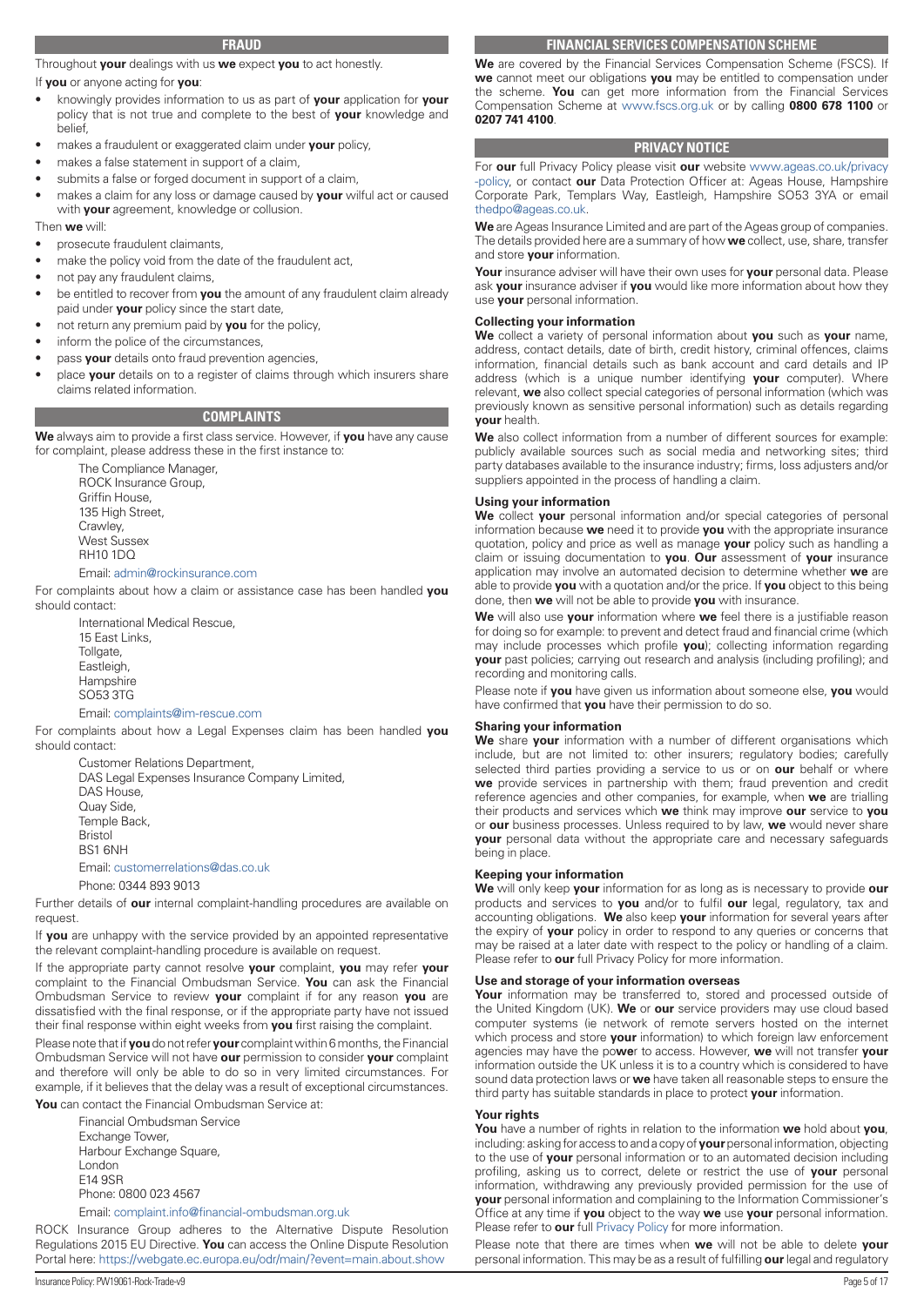## FRAUD

Throughout **your** dealings with us **we** expect **you** to act honestly.

If **you** or anyone acting for **you**:

- knowingly provides information to us as part of **your** application for **your** policy that is not true and complete to the best of **your** knowledge and belief,
- makes a fraudulent or exaggerated claim under **your** policy,
- makes a false statement in support of a claim,
- submits a false or forged document in support of a claim,
- makes a claim for any loss or damage caused by **your** wilful act or caused with **your** agreement, knowledge or collusion.

Then **we** will:

- prosecute fraudulent claimants,
- make the policy void from the date of the fraudulent act,
- not pay any fraudulent claims,
- be entitled to recover from **you** the amount of any fraudulent claim already paid under **your** policy since the start date,
- not return any premium paid by **you** for the policy,
- inform the police of the circumstances,
- pass **your** details onto fraud prevention agencies,
- place **your** details on to a register of claims through which insurers share claims related information.

## COMPLAINTS

**We** always aim to provide a first class service. However, if **you** have any cause for complaint, please address these in the first instance to:

The Compliance Manager,
ROCK Insurance Group,
Griffin House,
135 High Street,
Crawley,
West Sussex
RH10 1DQ

Email: admin@rockinsurance.com

For complaints about how a claim or assistance case has been handled **you** should contact:

International Medical Rescue,
15 East Links,
Tollgate,
Eastleigh,
Hampshire
SO53 3TG

Email: complaints@im-rescue.com

For complaints about how a Legal Expenses claim has been handled **you** should contact:

Customer Relations Department,
DAS Legal Expenses Insurance Company Limited,
DAS House,
Quay Side,
Temple Back,
Bristol
BS1 6NH

Email: customerrelations@das.co.uk

Phone: 0344 893 9013

Further details of **our** internal complaint-handling procedures are available on request.

If **you** are unhappy with the service provided by an appointed representative the relevant complaint-handling procedure is available on request.

If the appropriate party cannot resolve **your** complaint, **you** may refer **your** complaint to the Financial Ombudsman Service. **You** can ask the Financial Ombudsman Service to review **your** complaint if for any reason **you** are dissatisfied with the final response, or if the appropriate party have not issued their final response within eight weeks from **you** first raising the complaint.

Please note that if **you** do not refer **your** complaint within 6 months, the Financial Ombudsman Service will not have **our** permission to consider **your** complaint and therefore will only be able to do so in very limited circumstances. For example, if it believes that the delay was a result of exceptional circumstances.

**You** can contact the Financial Ombudsman Service at:

Financial Ombudsman Service
Exchange Tower,
Harbour Exchange Square,
London
E14 9SR
Phone: 0800 023 4567

Email: complaint.info@financial-ombudsman.org.uk

ROCK Insurance Group adheres to the Alternative Dispute Resolution Regulations 2015 EU Directive. **You** can access the Online Dispute Resolution Portal here: https://webgate.ec.europa.eu/odr/main/?event=main.about.show

## FINANCIAL SERVICES COMPENSATION SCHEME

**We** are covered by the Financial Services Compensation Scheme (FSCS). If **we** cannot meet our obligations **you** may be entitled to compensation under the scheme. **You** can get more information from the Financial Services Compensation Scheme at www.fscs.org.uk or by calling **0800 678 1100** or **0207 741 4100**.

## PRIVACY NOTICE

For **our** full Privacy Policy please visit **our** website www.ageas.co.uk/privacy-policy, or contact **our** Data Protection Officer at: Ageas House, Hampshire Corporate Park, Templars Way, Eastleigh, Hampshire SO53 3YA or email thedpo@ageas.co.uk.

**We** are Ageas Insurance Limited and are part of the Ageas group of companies. The details provided here are a summary of how **we** collect, use, share, transfer and store **your** information.

**Your** insurance adviser will have their own uses for **your** personal data. Please ask **your** insurance adviser if **you** would like more information about how they use **your** personal information.

### Collecting your information

**We** collect a variety of personal information about **you** such as **your** name, address, contact details, date of birth, credit history, criminal offences, claims information, financial details such as bank account and card details and IP address (which is a unique number identifying **your** computer). Where relevant, **we** also collect special categories of personal information (which was previously known as sensitive personal information) such as details regarding **your** health.

**We** also collect information from a number of different sources for example: publicly available sources such as social media and networking sites; third party databases available to the insurance industry; firms, loss adjusters and/or suppliers appointed in the process of handling a claim.

### Using your information

**We** collect **your** personal information and/or special categories of personal information because **we** need it to provide **you** with the appropriate insurance quotation, policy and price as well as manage **your** policy such as handling a claim or issuing documentation to **you**. **Our** assessment of **your** insurance application may involve an automated decision to determine whether **we** are able to provide **you** with a quotation and/or the price. If **you** object to this being done, then **we** will not be able to provide **you** with insurance.

**We** will also use **your** information where **we** feel there is a justifiable reason for doing so for example: to prevent and detect fraud and financial crime (which may include processes which profile **you**); collecting information regarding **your** past policies; carrying out research and analysis (including profiling); and recording and monitoring calls.

Please note if **you** have given us information about someone else, **you** would have confirmed that **you** have their permission to do so.

### Sharing your information

**We** share **your** information with a number of different organisations which include, but are not limited to: other insurers; regulatory bodies; carefully selected third parties providing a service to us or on **our** behalf or where **we** provide services in partnership with them; fraud prevention and credit reference agencies and other companies, for example, when **we** are trialling their products and services which **we** think may improve **our** service to **you** or **our** business processes. Unless required to by law, **we** would never share **your** personal data without the appropriate care and necessary safeguards being in place.

### Keeping your information

**We** will only keep **your** information for as long as is necessary to provide **our** products and services to **you** and/or to fulfil **our** legal, regulatory, tax and accounting obligations. **We** also keep **your** information for several years after the expiry of **your** policy in order to respond to any queries or concerns that may be raised at a later date with respect to the policy or handling of a claim. Please refer to **our** full Privacy Policy for more information.

### Use and storage of your information overseas

**Your** information may be transferred to, stored and processed outside of the United Kingdom (UK). **We** or **our** service providers may use cloud based computer systems (ie network of remote servers hosted on the internet which process and store **your** information) to which foreign law enforcement agencies may have the power to access. However, **we** will not transfer **your** information outside the UK unless it is to a country which is considered to have sound data protection laws or **we** have taken all reasonable steps to ensure the third party has suitable standards in place to protect **your** information.

### Your rights

**You** have a number of rights in relation to the information **we** hold about **you**, including: asking for access to and a copy of **your** personal information, objecting to the use of **your** personal information or to an automated decision including profiling, asking us to correct, delete or restrict the use of **your** personal information, withdrawing any previously provided permission for the use of **your** personal information and complaining to the Information Commissioner's Office at any time if **you** object to the way **we** use **your** personal information. Please refer to **our** full Privacy Policy for more information.

Please note that there are times when **we** will not be able to delete **your** personal information. This may be as a result of fulfilling **our** legal and regulatory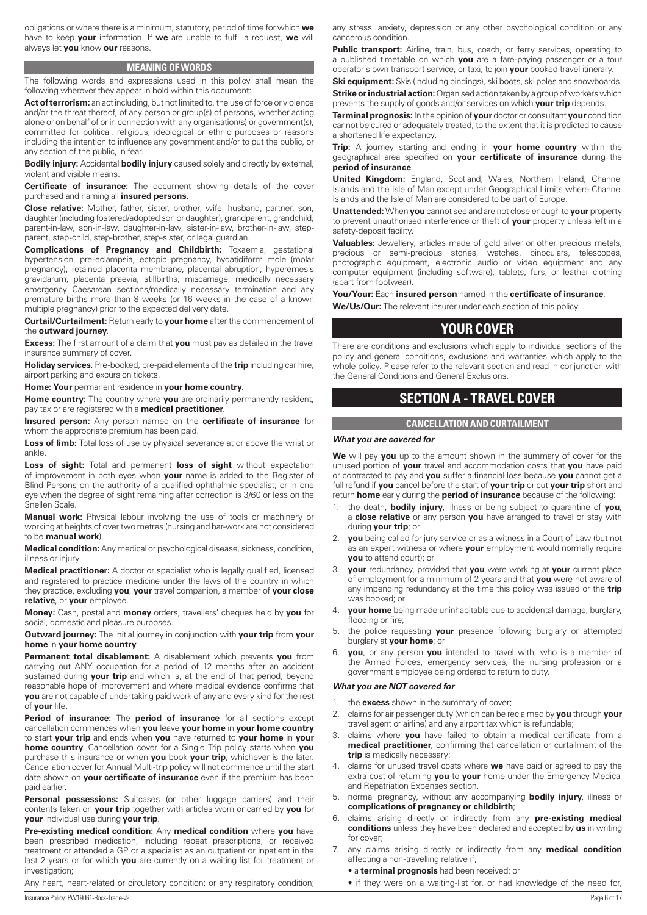obligations or where there is a minimum, statutory, period of time for which **we** have to keep **your** information. If **we** are unable to fulfil a request, **we** will always let **you** know **our** reasons.

### MEANING OF WORDS

The following words and expressions used in this policy shall mean the following wherever they appear in bold within this document:

**Act of terrorism:** an act including, but not limited to, the use of force or violence and/or the threat thereof, of any person or group(s) of persons, whether acting alone or on behalf of or in connection with any organisation(s) or government(s), committed for political, religious, ideological or ethnic purposes or reasons including the intention to influence any government and/or to put the public, or any section of the public, in fear.

**Bodily injury:** Accidental **bodily injury** caused solely and directly by external, violent and visible means.

**Certificate of insurance:** The document showing details of the cover purchased and naming all **insured persons**.

**Close relative:** Mother, father, sister, brother, wife, husband, partner, son, daughter (including fostered/adopted son or daughter), grandparent, grandchild, parent-in-law, son-in-law, daughter-in-law, sister-in-law, brother-in-law, step-parent, step-child, step-brother, step-sister, or legal guardian.

**Complications of Pregnancy and Childbirth:** Toxaemia, gestational hypertension, pre-eclampsia, ectopic pregnancy, hydatidiform mole (molar pregnancy), retained placenta membrane, placental abruption, hyperemesis gravidarum, placenta praevia, stillbirths, miscarriage, medically necessary emergency Caesarean sections/medically necessary termination and any premature births more than 8 weeks (or 16 weeks in the case of a known multiple pregnancy) prior to the expected delivery date.

**Curtail/Curtailment:** Return early to **your home** after the commencement of the **outward journey**.

**Excess:** The first amount of a claim that **you** must pay as detailed in the travel insurance summary of cover.

**Holiday services**: Pre-booked, pre-paid elements of the **trip** including car hire, airport parking and excursion tickets.

**Home: Your** permanent residence in **your home country**.

**Home country:** The country where **you** are ordinarily permanently resident, pay tax or are registered with a **medical practitioner**.

**Insured person:** Any person named on the **certificate of insurance** for whom the appropriate premium has been paid.

**Loss of limb:** Total loss of use by physical severance at or above the wrist or ankle.

**Loss of sight:** Total and permanent **loss of sight** without expectation of improvement in both eyes when **your** name is added to the Register of Blind Persons on the authority of a qualified ophthalmic specialist; or in one eye when the degree of sight remaining after correction is 3/60 or less on the Snellen Scale.

**Manual work:** Physical labour involving the use of tools or machinery or working at heights of over two metres (nursing and bar-work are not considered to be **manual work**).

**Medical condition:** Any medical or psychological disease, sickness, condition, illness or injury.

**Medical practitioner:** A doctor or specialist who is legally qualified, licensed and registered to practice medicine under the laws of the country in which they practice, excluding **you**, **your** travel companion, a member of **your close relative**, or **your** employee.

**Money:** Cash, postal and **money** orders, travellers' cheques held by **you** for social, domestic and pleasure purposes.

**Outward journey:** The initial journey in conjunction with **your trip** from **your home** in **your home country**.

**Permanent total disablement:** A disablement which prevents **you** from carrying out ANY occupation for a period of 12 months after an accident sustained during **your trip** and which is, at the end of that period, beyond reasonable hope of improvement and where medical evidence confirms that **you** are not capable of undertaking paid work of any and every kind for the rest of **your** life.

**Period of insurance:** The **period of insurance** for all sections except cancellation commences when **you** leave **your home** in **your home country** to start **your trip** and ends when **you** have returned to **your home** in **your home country**. Cancellation cover for a Single Trip policy starts when **you** purchase this insurance or when **you** book **your trip**, whichever is the later. Cancellation cover for Annual Multi-trip policy will not commence until the start date shown on **your certificate of insurance** even if the premium has been paid earlier.

**Personal possessions:** Suitcases (or other luggage carriers) and their contents taken on **your trip** together with articles worn or carried by **you** for **your** individual use during **your trip**.

**Pre-existing medical condition:** Any **medical condition** where **you** have been prescribed medication, including repeat prescriptions, or received treatment or attended a GP or a specialist as an outpatient or inpatient in the last 2 years or for which **you** are currently on a waiting list for treatment or investigation;

Any heart, heart-related or circulatory condition; or any respiratory condition; any stress, anxiety, depression or any other psychological condition or any cancerous condition.

**Public transport:** Airline, train, bus, coach, or ferry services, operating to a published timetable on which **you** are a fare-paying passenger or a tour operator's own transport service, or taxi, to join **your** booked travel itinerary.

**Ski equipment:** Skis (including bindings), ski boots, ski poles and snowboards.

**Strike or industrial action:** Organised action taken by a group of workers which prevents the supply of goods and/or services on which **your trip** depends.

**Terminal prognosis:** In the opinion of **your** doctor or consultant **your** condition cannot be cured or adequately treated, to the extent that it is predicted to cause a shortened life expectancy.

**Trip:** A journey starting and ending in **your home country** within the geographical area specified on **your certificate of insurance** during the **period of insurance**.

**United Kingdom:** England, Scotland, Wales, Northern Ireland, Channel Islands and the Isle of Man except under Geographical Limits where Channel Islands and the Isle of Man are considered to be part of Europe.

**Unattended:** When **you** cannot see and are not close enough to **your** property to prevent unauthorised interference or theft of **your** property unless left in a safety-deposit facility.

**Valuables:** Jewellery, articles made of gold silver or other precious metals, precious or semi-precious stones, watches, binoculars, telescopes, photographic equipment, electronic audio or video equipment and any computer equipment (including software), tablets, furs, or leather clothing (apart from footwear).

**You/Your:** Each **insured person** named in the **certificate of insurance**.

**We/Us/Our:** The relevant insurer under each section of this policy.

# YOUR COVER

There are conditions and exclusions which apply to individual sections of the policy and general conditions, exclusions and warranties which apply to the whole policy. Please refer to the relevant section and read in conjunction with the General Conditions and General Exclusions.

# SECTION A - TRAVEL COVER

## CANCELLATION AND CURTAILMENT

***What you are covered for***

**We** will pay **you** up to the amount shown in the summary of cover for the unused portion of **your** travel and accommodation costs that **you** have paid or contracted to pay and **you** suffer a financial loss because **you** cannot get a full refund if **you** cancel before the start of **your trip** or cut **your trip** short and return **home** early during the **period of insurance** because of the following:

1. the death, **bodily injury**, illness or being subject to quarantine of **you**, a **close relative** or any person **you** have arranged to travel or stay with during **your trip**; or
2. **you** being called for jury service or as a witness in a Court of Law (but not as an expert witness or where **your** employment would normally require **you** to attend court); or
3. **your** redundancy, provided that **you** were working at **your** current place of employment for a minimum of 2 years and that **you** were not aware of any impending redundancy at the time this policy was issued or the **trip** was booked; or
4. **your home** being made uninhabitable due to accidental damage, burglary, flooding or fire;
5. the police requesting **your** presence following burglary or attempted burglary at **your home**; or
6. **you**, or any person **you** intended to travel with, who is a member of the Armed Forces, emergency services, the nursing profession or a government employee being ordered to return to duty.

***What you are NOT covered for***

1. the **excess** shown in the summary of cover;
2. claims for air passenger duty (which can be reclaimed by **you** through **your** travel agent or airline) and any airport tax which is refundable;
3. claims where **you** have failed to obtain a medical certificate from a **medical practitioner**, confirming that cancellation or curtailment of the **trip** is medically necessary;
4. claims for unused travel costs where **we** have paid or agreed to pay the extra cost of returning **you** to **your** home under the Emergency Medical and Repatriation Expenses section.
5. normal pregnancy, without any accompanying **bodily injury**, illness or **complications of pregnancy or childbirth**;
6. claims arising directly or indirectly from any **pre-existing medical conditions** unless they have been declared and accepted by **us** in writing for cover;
7. any claims arising directly or indirectly from any **medical condition** affecting a non-travelling relative if;
   - a **terminal prognosis** had been received; or
   - if they were on a waiting-list for, or had knowledge of the need for,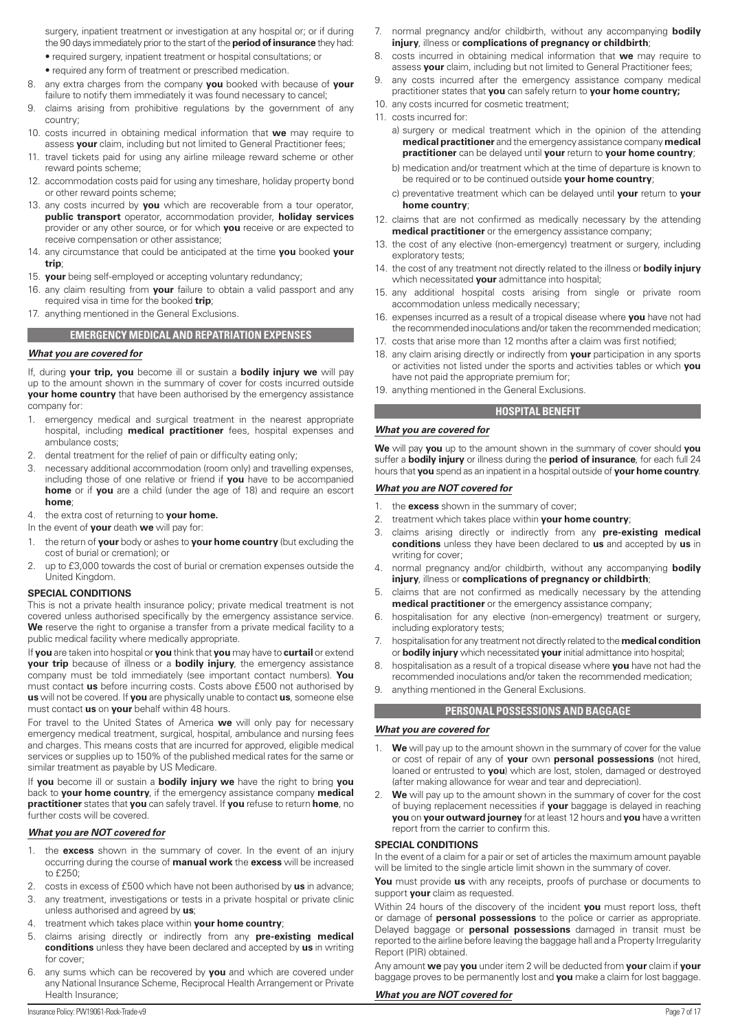surgery, inpatient treatment or investigation at any hospital or; or if during the 90 days immediately prior to the start of the **period of insurance** they had:

- required surgery, inpatient treatment or hospital consultations; or
- required any form of treatment or prescribed medication.

8. any extra charges from the company **you** booked with because of **your** failure to notify them immediately it was found necessary to cancel;
9. claims arising from prohibitive regulations by the government of any country;
10. costs incurred in obtaining medical information that **we** may require to assess **your** claim, including but not limited to General Practitioner fees;
11. travel tickets paid for using any airline mileage reward scheme or other reward points scheme;
12. accommodation costs paid for using any timeshare, holiday property bond or other reward points scheme;
13. any costs incurred by **you** which are recoverable from a tour operator, **public transport** operator, accommodation provider, **holiday services** provider or any other source, or for which **you** receive or are expected to receive compensation or other assistance;
14. any circumstance that could be anticipated at the time **you** booked **your trip**;
15. **your** being self-employed or accepting voluntary redundancy;
16. any claim resulting from **your** failure to obtain a valid passport and any required visa in time for the booked **trip**;
17. anything mentioned in the General Exclusions.

## EMERGENCY MEDICAL AND REPATRIATION EXPENSES

***What you are covered for***

If, during **your trip, you** become ill or sustain a **bodily injury we** will pay up to the amount shown in the summary of cover for costs incurred outside **your home country** that have been authorised by the emergency assistance company for:

1. emergency medical and surgical treatment in the nearest appropriate hospital, including **medical practitioner** fees, hospital expenses and ambulance costs;
2. dental treatment for the relief of pain or difficulty eating only;
3. necessary additional accommodation (room only) and travelling expenses, including those of one relative or friend if **you** have to be accompanied **home** or if **you** are a child (under the age of 18) and require an escort **home**;
4. the extra cost of returning to **your home.**

In the event of **your** death **we** will pay for:

1. the return of **your** body or ashes to **your home country** (but excluding the cost of burial or cremation); or
2. up to £3,000 towards the cost of burial or cremation expenses outside the United Kingdom.

**SPECIAL CONDITIONS**

This is not a private health insurance policy; private medical treatment is not covered unless authorised specifically by the emergency assistance service. **We** reserve the right to organise a transfer from a private medical facility to a public medical facility where medically appropriate.

If **you** are taken into hospital or **you** think that **you** may have to **curtail** or extend **your trip** because of illness or a **bodily injury**, the emergency assistance company must be told immediately (see important contact numbers). **You** must contact **us** before incurring costs. Costs above £500 not authorised by **us** will not be covered. If **you** are physically unable to contact **us**, someone else must contact **us** on **your** behalf within 48 hours.

For travel to the United States of America **we** will only pay for necessary emergency medical treatment, surgical, hospital, ambulance and nursing fees and charges. This means costs that are incurred for approved, eligible medical services or supplies up to 150% of the published medical rates for the same or similar treatment as payable by US Medicare.

If **you** become ill or sustain a **bodily injury we** have the right to bring **you** back to **your home country**, if the emergency assistance company **medical practitioner** states that **you** can safely travel. If **you** refuse to return **home**, no further costs will be covered.

***What you are NOT covered for***

1. the **excess** shown in the summary of cover. In the event of an injury occurring during the course of **manual work** the **excess** will be increased to £250;
2. costs in excess of £500 which have not been authorised by **us** in advance;
3. any treatment, investigations or tests in a private hospital or private clinic unless authorised and agreed by **us**;
4. treatment which takes place within **your home country**;
5. claims arising directly or indirectly from any **pre-existing medical conditions** unless they have been declared and accepted by **us** in writing for cover;
6. any sums which can be recovered by **you** and which are covered under any National Insurance Scheme, Reciprocal Health Arrangement or Private Health Insurance;
7. normal pregnancy and/or childbirth, without any accompanying **bodily injury**, illness or **complications of pregnancy or childbirth**;
8. costs incurred in obtaining medical information that **we** may require to assess **your** claim, including but not limited to General Practitioner fees;
9. any costs incurred after the emergency assistance company medical practitioner states that **you** can safely return to **your home country;**
10. any costs incurred for cosmetic treatment;
11. costs incurred for:
    a) surgery or medical treatment which in the opinion of the attending **medical practitioner** and the emergency assistance company **medical practitioner** can be delayed until **your** return to **your home country**;
    b) medication and/or treatment which at the time of departure is known to be required or to be continued outside **your home country**;
    c) preventative treatment which can be delayed until **your** return to **your home country**;
12. claims that are not confirmed as medically necessary by the attending **medical practitioner** or the emergency assistance company;
13. the cost of any elective (non-emergency) treatment or surgery, including exploratory tests;
14. the cost of any treatment not directly related to the illness or **bodily injury** which necessitated **your** admittance into hospital;
15. any additional hospital costs arising from single or private room accommodation unless medically necessary;
16. expenses incurred as a result of a tropical disease where **you** have not had the recommended inoculations and/or taken the recommended medication;
17. costs that arise more than 12 months after a claim was first notified;
18. any claim arising directly or indirectly from **your** participation in any sports or activities not listed under the sports and activities tables or which **you** have not paid the appropriate premium for;
19. anything mentioned in the General Exclusions.

## HOSPITAL BENEFIT

***What you are covered for***

**We** will pay **you** up to the amount shown in the summary of cover should **you** suffer a **bodily injury** or illness during the **period of insurance**, for each full 24 hours that **you** spend as an inpatient in a hospital outside of **your home country**.

***What you are NOT covered for***

1. the **excess** shown in the summary of cover;
2. treatment which takes place within **your home country**;
3. claims arising directly or indirectly from any **pre-existing medical conditions** unless they have been declared to **us** and accepted by **us** in writing for cover;
4. normal pregnancy and/or childbirth, without any accompanying **bodily injury**, illness or **complications of pregnancy or childbirth**;
5. claims that are not confirmed as medically necessary by the attending **medical practitioner** or the emergency assistance company;
6. hospitalisation for any elective (non-emergency) treatment or surgery, including exploratory tests;
7. hospitalisation for any treatment not directly related to the **medical condition** or **bodily injury** which necessitated **your** initial admittance into hospital;
8. hospitalisation as a result of a tropical disease where **you** have not had the recommended inoculations and/or taken the recommended medication;
9. anything mentioned in the General Exclusions.

## PERSONAL POSSESSIONS AND BAGGAGE

***What you are covered for***

1. **We** will pay up to the amount shown in the summary of cover for the value or cost of repair of any of **your** own **personal possessions** (not hired, loaned or entrusted to **you**) which are lost, stolen, damaged or destroyed (after making allowance for wear and tear and depreciation).
2. **We** will pay up to the amount shown in the summary of cover for the cost of buying replacement necessities if **your** baggage is delayed in reaching **you** on **your outward journey** for at least 12 hours and **you** have a written report from the carrier to confirm this.

**SPECIAL CONDITIONS**

In the event of a claim for a pair or set of articles the maximum amount payable will be limited to the single article limit shown in the summary of cover.

**You** must provide **us** with any receipts, proofs of purchase or documents to support **your** claim as requested.

Within 24 hours of the discovery of the incident **you** must report loss, theft or damage of **personal possessions** to the police or carrier as appropriate. Delayed baggage or **personal possessions** damaged in transit must be reported to the airline before leaving the baggage hall and a Property Irregularity Report (PIR) obtained.

Any amount **we** pay **you** under item 2 will be deducted from **your** claim if **your** baggage proves to be permanently lost and **you** make a claim for lost baggage.

***What you are NOT covered for***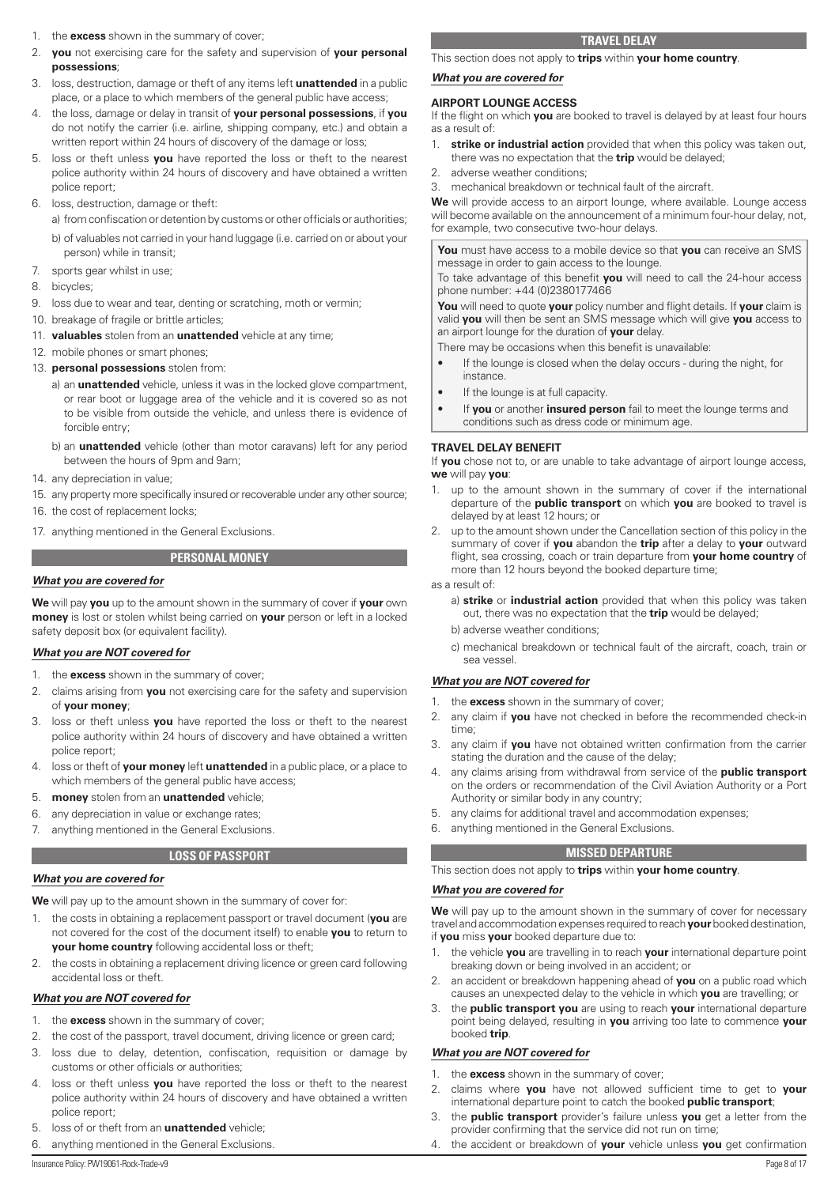1. the **excess** shown in the summary of cover;
2. **you** not exercising care for the safety and supervision of **your personal possessions**;
3. loss, destruction, damage or theft of any items left **unattended** in a public place, or a place to which members of the general public have access;
4. the loss, damage or delay in transit of **your personal possessions**, if **you** do not notify the carrier (i.e. airline, shipping company, etc.) and obtain a written report within 24 hours of discovery of the damage or loss;
5. loss or theft unless **you** have reported the loss or theft to the nearest police authority within 24 hours of discovery and have obtained a written police report;
6. loss, destruction, damage or theft:
   a) from confiscation or detention by customs or other officials or authorities;
   b) of valuables not carried in your hand luggage (i.e. carried on or about your person) while in transit;
7. sports gear whilst in use;
8. bicycles;
9. loss due to wear and tear, denting or scratching, moth or vermin;
10. breakage of fragile or brittle articles;
11. **valuables** stolen from an **unattended** vehicle at any time;
12. mobile phones or smart phones;
13. **personal possessions** stolen from:
    a) an **unattended** vehicle, unless it was in the locked glove compartment, or rear boot or luggage area of the vehicle and it is covered so as not to be visible from outside the vehicle, and unless there is evidence of forcible entry;
    b) an **unattended** vehicle (other than motor caravans) left for any period between the hours of 9pm and 9am;
14. any depreciation in value;
15. any property more specifically insured or recoverable under any other source;
16. the cost of replacement locks;
17. anything mentioned in the General Exclusions.

## PERSONAL MONEY

***What you are covered for***

**We** will pay **you** up to the amount shown in the summary of cover if **your** own **money** is lost or stolen whilst being carried on **your** person or left in a locked safety deposit box (or equivalent facility).

***What you are NOT covered for***

1. the **excess** shown in the summary of cover;
2. claims arising from **you** not exercising care for the safety and supervision of **your money**;
3. loss or theft unless **you** have reported the loss or theft to the nearest police authority within 24 hours of discovery and have obtained a written police report;
4. loss or theft of **your money** left **unattended** in a public place, or a place to which members of the general public have access;
5. **money** stolen from an **unattended** vehicle;
6. any depreciation in value or exchange rates;
7. anything mentioned in the General Exclusions.

## LOSS OF PASSPORT

***What you are covered for***

**We** will pay up to the amount shown in the summary of cover for:

1. the costs in obtaining a replacement passport or travel document (**you** are not covered for the cost of the document itself) to enable **you** to return to **your home country** following accidental loss or theft;
2. the costs in obtaining a replacement driving licence or green card following accidental loss or theft.

***What you are NOT covered for***

1. the **excess** shown in the summary of cover;
2. the cost of the passport, travel document, driving licence or green card;
3. loss due to delay, detention, confiscation, requisition or damage by customs or other officials or authorities;
4. loss or theft unless **you** have reported the loss or theft to the nearest police authority within 24 hours of discovery and have obtained a written police report;
5. loss of or theft from an **unattended** vehicle;
6. anything mentioned in the General Exclusions.

## TRAVEL DELAY

This section does not apply to **trips** within **your home country**.

***What you are covered for***

**AIRPORT LOUNGE ACCESS**

If the flight on which **you** are booked to travel is delayed by at least four hours as a result of:

1. **strike or industrial action** provided that when this policy was taken out, there was no expectation that the **trip** would be delayed;
2. adverse weather conditions;
3. mechanical breakdown or technical fault of the aircraft.

**We** will provide access to an airport lounge, where available. Lounge access will become available on the announcement of a minimum four-hour delay, not, for example, two consecutive two-hour delays.

**You** must have access to a mobile device so that **you** can receive an SMS message in order to gain access to the lounge.

To take advantage of this benefit **you** will need to call the 24-hour access phone number: +44 (0)2380177466

**You** will need to quote **your** policy number and flight details. If **your** claim is valid **you** will then be sent an SMS message which will give **you** access to an airport lounge for the duration of **your** delay.

There may be occasions when this benefit is unavailable:

- If the lounge is closed when the delay occurs - during the night, for instance.
- If the lounge is at full capacity.
- If **you** or another **insured person** fail to meet the lounge terms and conditions such as dress code or minimum age.

**TRAVEL DELAY BENEFIT**

If **you** chose not to, or are unable to take advantage of airport lounge access, **we** will pay **you**:

1. up to the amount shown in the summary of cover if the international departure of the **public transport** on which **you** are booked to travel is delayed by at least 12 hours; or
2. up to the amount shown under the Cancellation section of this policy in the summary of cover if **you** abandon the **trip** after a delay to **your** outward flight, sea crossing, coach or train departure from **your home country** of more than 12 hours beyond the booked departure time;

as a result of:

   a) **strike** or **industrial action** provided that when this policy was taken out, there was no expectation that the **trip** would be delayed;
   b) adverse weather conditions;
   c) mechanical breakdown or technical fault of the aircraft, coach, train or sea vessel.

***What you are NOT covered for***

1. the **excess** shown in the summary of cover;
2. any claim if **you** have not checked in before the recommended check-in time;
3. any claim if **you** have not obtained written confirmation from the carrier stating the duration and the cause of the delay;
4. any claims arising from withdrawal from service of the **public transport** on the orders or recommendation of the Civil Aviation Authority or a Port Authority or similar body in any country;
5. any claims for additional travel and accommodation expenses;
6. anything mentioned in the General Exclusions.

## MISSED DEPARTURE

This section does not apply to **trips** within **your home country**.

***What you are covered for***

**We** will pay up to the amount shown in the summary of cover for necessary travel and accommodation expenses required to reach **your** booked destination, if **you** miss **your** booked departure due to:

1. the vehicle **you** are travelling in to reach **your** international departure point breaking down or being involved in an accident; or
2. an accident or breakdown happening ahead of **you** on a public road which causes an unexpected delay to the vehicle in which **you** are travelling; or
3. the **public transport you** are using to reach **your** international departure point being delayed, resulting in **you** arriving too late to commence **your** booked **trip**.

***What you are NOT covered for***

1. the **excess** shown in the summary of cover;
2. claims where **you** have not allowed sufficient time to get to **your** international departure point to catch the booked **public transport**;
3. the **public transport** provider's failure unless **you** get a letter from the provider confirming that the service did not run on time;
4. the accident or breakdown of **your** vehicle unless **you** get confirmation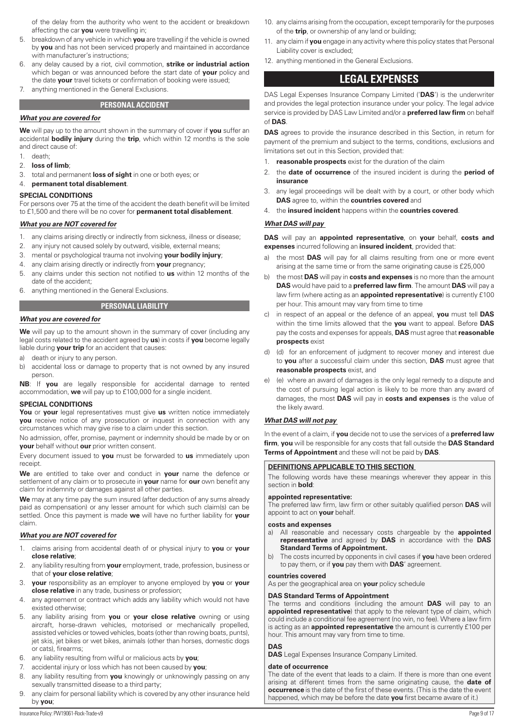of the delay from the authority who went to the accident or breakdown affecting the car **you** were travelling in;

5. breakdown of any vehicle in which **you** are travelling if the vehicle is owned by **you** and has not been serviced properly and maintained in accordance with manufacturer's instructions;
6. any delay caused by a riot, civil commotion, **strike or industrial action** which began or was announced before the start date of **your** policy and the date **your** travel tickets or confirmation of booking were issued;
7. anything mentioned in the General Exclusions.

## PERSONAL ACCIDENT

***What you are covered for***

**We** will pay up to the amount shown in the summary of cover if **you** suffer an accidental **bodily injury** during the **trip**, which within 12 months is the sole and direct cause of:

1. death;
2. **loss of limb**;
3. total and permanent **loss of sight** in one or both eyes; or
4. **permanent total disablement**.

**SPECIAL CONDITIONS**

For persons over 75 at the time of the accident the death benefit will be limited to £1,500 and there will be no cover for **permanent total disablement**.

***What you are NOT covered for***

1. any claims arising directly or indirectly from sickness, illness or disease;
2. any injury not caused solely by outward, visible, external means;
3. mental or psychological trauma not involving **your bodily injury**;
4. any claim arising directly or indirectly from **your** pregnancy;
5. any claims under this section not notified to **us** within 12 months of the date of the accident;
6. anything mentioned in the General Exclusions.

## PERSONAL LIABILITY

***What you are covered for***

**We** will pay up to the amount shown in the summary of cover (including any legal costs related to the accident agreed by **us**) in costs if **you** become legally liable during **your trip** for an accident that causes:

a) death or injury to any person.
b) accidental loss or damage to property that is not owned by any insured person.

**NB**: If **you** are legally responsible for accidental damage to rented accommodation, **we** will pay up to £100,000 for a single incident.

**SPECIAL CONDITIONS**

**You** or **your** legal representatives must give **us** written notice immediately **you** receive notice of any prosecution or inquest in connection with any circumstances which may give rise to a claim under this section.

No admission, offer, promise, payment or indemnity should be made by or on **your** behalf without **our** prior written consent.

Every document issued to **you** must be forwarded to **us** immediately upon receipt.

**We** are entitled to take over and conduct in **your** name the defence or settlement of any claim or to prosecute in **your** name for **our** own benefit any claim for indemnity or damages against all other parties.

**We** may at any time pay the sum insured (after deduction of any sums already paid as compensation) or any lesser amount for which such claim(s) can be settled. Once this payment is made **we** will have no further liability for **your** claim.

***What you are NOT covered for***

1. claims arising from accidental death of or physical injury to **you** or **your close relative**;
2. any liability resulting from **your** employment, trade, profession, business or that of **your close relative**;
3. **your** responsibility as an employer to anyone employed by **you** or **your close relative** in any trade, business or profession;
4. any agreement or contract which adds any liability which would not have existed otherwise;
5. any liability arising from **you** or **your close relative** owning or using aircraft, horse-drawn vehicles, motorised or mechanically propelled, assisted vehicles or towed vehicles, boats (other than rowing boats, punts), jet skis, jet bikes or wet bikes, animals (other than horses, domestic dogs or cats), firearms;
6. any liability resulting from wilful or malicious acts by **you**;
7. accidental injury or loss which has not been caused by **you**;
8. any liability resulting from **you** knowingly or unknowingly passing on any sexually transmitted disease to a third party;
9. any claim for personal liability which is covered by any other insurance held by **you**;
10. any claims arising from the occupation, except temporarily for the purposes of the **trip**, or ownership of any land or building;
11. any claim if **you** engage in any activity where this policy states that Personal Liability cover is excluded;
12. anything mentioned in the General Exclusions.

# LEGAL EXPENSES

DAS Legal Expenses Insurance Company Limited ('**DAS**') is the underwriter and provides the legal protection insurance under your policy. The legal advice service is provided by DAS Law Limited and/or a **preferred law firm** on behalf of **DAS**.

**DAS** agrees to provide the insurance described in this Section, in return for payment of the premium and subject to the terms, conditions, exclusions and limitations set out in this Section, provided that:

1. **reasonable prospects** exist for the duration of the claim
2. the **date of occurrence** of the insured incident is during the **period of insurance**
3. any legal proceedings will be dealt with by a court, or other body which **DAS** agree to, within the **countries covered** and
4. the **insured incident** happens within the **countries covered**.

***What DAS will pay***

**DAS** will pay an **appointed representative**, on **your** behalf, **costs and expenses** incurred following an **insured incident**, provided that:

a) the most **DAS** will pay for all claims resulting from one or more event arising at the same time or from the same originating cause is £25,000
b) the most **DAS** will pay in **costs and expenses** is no more than the amount **DAS** would have paid to a **preferred law firm**. The amount **DAS** will pay a law firm (where acting as an **appointed representative**) is currently £100 per hour. This amount may vary from time to time
c) in respect of an appeal or the defence of an appeal, **you** must tell **DAS** within the time limits allowed that the **you** want to appeal. Before **DAS** pay the costs and expenses for appeals, **DAS** must agree that **reasonable prospects** exist
d) (d) for an enforcement of judgment to recover money and interest due to **you** after a successful claim under this section, **DAS** must agree that **reasonable prospects** exist, and
e) (e) where an award of damages is the only legal remedy to a dispute and the cost of pursuing legal action is likely to be more than any award of damages, the most **DAS** will pay in **costs and expenses** is the value of the likely award.

***What DAS will not pay***

In the event of a claim, if **you** decide not to use the services of a **preferred law firm**, **you** will be responsible for any costs that fall outside the **DAS Standard Terms of Appointment** and these will not be paid by **DAS**.

**DEFINITIONS APPLICABLE TO THIS SECTION**

The following words have these meanings wherever they appear in this section in **bold**:

**appointed representative:**
The preferred law firm, law firm or other suitably qualified person **DAS** will appoint to act on **your** behalf.

**costs and expenses**
a) All reasonable and necessary costs chargeable by the **appointed representative** and agreed by **DAS** in accordance with the **DAS Standard Terms of Appointment.**
b) The costs incurred by opponents in civil cases if **you** have been ordered to pay them, or if **you** pay them with **DAS**' agreement.

**countries covered**
As per the geographical area on **your** policy schedule

**DAS Standard Terms of Appointment**
The terms and conditions (including the amount **DAS** will pay to an **appointed representative**) that apply to the relevant type of claim, which could include a conditional fee agreement (no win, no fee). Where a law firm is acting as an **appointed representative** the amount is currently £100 per hour. This amount may vary from time to time.

**DAS**
**DAS** Legal Expenses Insurance Company Limited.

**date of occurrence**
The date of the event that leads to a claim. If there is more than one event arising at different times from the same originating cause, the **date of occurrence** is the date of the first of these events. (This is the date the event happened, which may be before the date **you** first became aware of it.)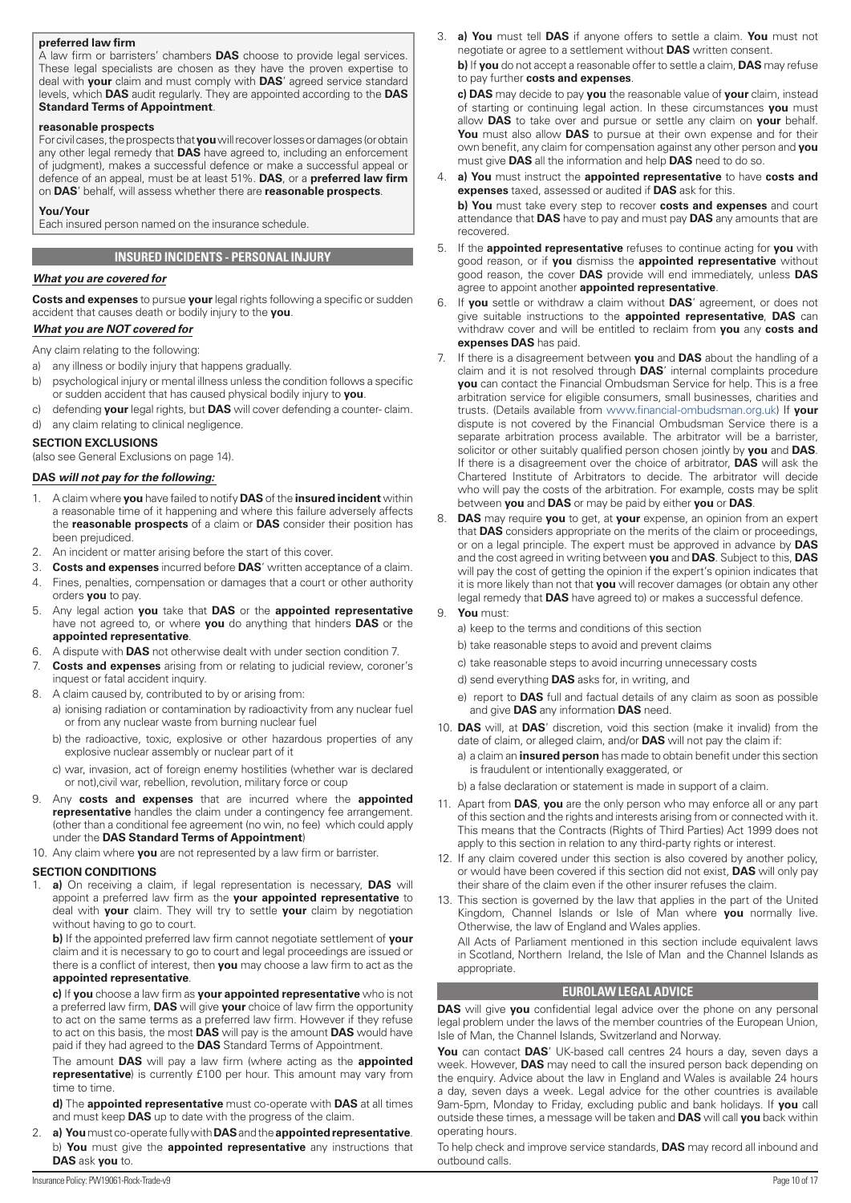**preferred law firm**
A law firm or barristers' chambers **DAS** choose to provide legal services. These legal specialists are chosen as they have the proven expertise to deal with **your** claim and must comply with **DAS**' agreed service standard levels, which **DAS** audit regularly. They are appointed according to the **DAS Standard Terms of Appointment**.

**reasonable prospects**
For civil cases, the prospects that **you** will recover losses or damages (or obtain any other legal remedy that **DAS** have agreed to, including an enforcement of judgment), makes a successful defence or make a successful appeal or defence of an appeal, must be at least 51%. **DAS**, or a **preferred law firm** on **DAS**' behalf, will assess whether there are **reasonable prospects**.

**You/Your**
Each insured person named on the insurance schedule.

## INSURED INCIDENTS - PERSONAL INJURY

***What you are covered for***

**Costs and expenses** to pursue **your** legal rights following a specific or sudden accident that causes death or bodily injury to the **you**.

***What you are NOT covered for***

Any claim relating to the following:

a) any illness or bodily injury that happens gradually.
b) psychological injury or mental illness unless the condition follows a specific or sudden accident that has caused physical bodily injury to **you**.
c) defending **your** legal rights, but **DAS** will cover defending a counter- claim.
d) any claim relating to clinical negligence.

**SECTION EXCLUSIONS**
(also see General Exclusions on page 14).

**DAS *will not pay for the following:***

1. A claim where **you** have failed to notify **DAS** of the **insured incident** within a reasonable time of it happening and where this failure adversely affects the **reasonable prospects** of a claim or **DAS** consider their position has been prejudiced.
2. An incident or matter arising before the start of this cover.
3. **Costs and expenses** incurred before **DAS**' written acceptance of a claim.
4. Fines, penalties, compensation or damages that a court or other authority orders **you** to pay.
5. Any legal action **you** take that **DAS** or the **appointed representative** have not agreed to, or where **you** do anything that hinders **DAS** or the **appointed representative**.
6. A dispute with **DAS** not otherwise dealt with under section condition 7.
7. **Costs and expenses** arising from or relating to judicial review, coroner's inquest or fatal accident inquiry.
8. A claim caused by, contributed to by or arising from:
   a) ionising radiation or contamination by radioactivity from any nuclear fuel or from any nuclear waste from burning nuclear fuel
   b) the radioactive, toxic, explosive or other hazardous properties of any explosive nuclear assembly or nuclear part of it
   c) war, invasion, act of foreign enemy hostilities (whether war is declared or not),civil war, rebellion, revolution, military force or coup
9. Any **costs and expenses** that are incurred where the **appointed representative** handles the claim under a contingency fee arrangement. (other than a conditional fee agreement (no win, no fee) which could apply under the **DAS Standard Terms of Appointment**)
10. Any claim where **you** are not represented by a law firm or barrister.

**SECTION CONDITIONS**

1. **a)** On receiving a claim, if legal representation is necessary, **DAS** will appoint a preferred law firm as the **your appointed representative** to deal with **your** claim. They will try to settle **your** claim by negotiation without having to go to court.

   **b)** If the appointed preferred law firm cannot negotiate settlement of **your** claim and it is necessary to go to court and legal proceedings are issued or there is a conflict of interest, then **you** may choose a law firm to act as the **appointed representative**.

   **c)** If **you** choose a law firm as **your appointed representative** who is not a preferred law firm, **DAS** will give **your** choice of law firm the opportunity to act on the same terms as a preferred law firm. However if they refuse to act on this basis, the most **DAS** will pay is the amount **DAS** would have paid if they had agreed to the **DAS** Standard Terms of Appointment.

   The amount **DAS** will pay a law firm (where acting as the **appointed representative**) is currently £100 per hour. This amount may vary from time to time.

   **d)** The **appointed representative** must co-operate with **DAS** at all times and must keep **DAS** up to date with the progress of the claim.
2. **a) You** must co-operate fully with **DAS** and the **appointed representative**.
   b) **You** must give the **appointed representative** any instructions that **DAS** ask **you** to.
3. **a) You** must tell **DAS** if anyone offers to settle a claim. **You** must not negotiate or agree to a settlement without **DAS** written consent.

   **b)** If **you** do not accept a reasonable offer to settle a claim, **DAS** may refuse to pay further **costs and expenses**.

   **c) DAS** may decide to pay **you** the reasonable value of **your** claim, instead of starting or continuing legal action. In these circumstances **you** must allow **DAS** to take over and pursue or settle any claim on **your** behalf. **You** must also allow **DAS** to pursue at their own expense and for their own benefit, any claim for compensation against any other person and **you** must give **DAS** all the information and help **DAS** need to do so.
4. **a) You** must instruct the **appointed representative** to have **costs and expenses** taxed, assessed or audited if **DAS** ask for this.

   **b) You** must take every step to recover **costs and expenses** and court attendance that **DAS** have to pay and must pay **DAS** any amounts that are recovered.
5. If the **appointed representative** refuses to continue acting for **you** with good reason, or if **you** dismiss the **appointed representative** without good reason, the cover **DAS** provide will end immediately, unless **DAS** agree to appoint another **appointed representative**.
6. If **you** settle or withdraw a claim without **DAS**' agreement, or does not give suitable instructions to the **appointed representative**, **DAS** can withdraw cover and will be entitled to reclaim from **you** any **costs and expenses DAS** has paid.
7. If there is a disagreement between **you** and **DAS** about the handling of a claim and it is not resolved through **DAS**' internal complaints procedure **you** can contact the Financial Ombudsman Service for help. This is a free arbitration service for eligible consumers, small businesses, charities and trusts. (Details available from www.financial-ombudsman.org.uk) If **your** dispute is not covered by the Financial Ombudsman Service there is a separate arbitration process available. The arbitrator will be a barrister, solicitor or other suitably qualified person chosen jointly by **you** and **DAS**. If there is a disagreement over the choice of arbitrator, **DAS** will ask the Chartered Institute of Arbitrators to decide. The arbitrator will decide who will pay the costs of the arbitration. For example, costs may be split between **you** and **DAS** or may be paid by either **you** or **DAS**.
8. **DAS** may require **you** to get, at **your** expense, an opinion from an expert that **DAS** considers appropriate on the merits of the claim or proceedings, or on a legal principle. The expert must be approved in advance by **DAS** and the cost agreed in writing between **you** and **DAS**. Subject to this, **DAS** will pay the cost of getting the opinion if the expert's opinion indicates that it is more likely than not that **you** will recover damages (or obtain any other legal remedy that **DAS** have agreed to) or makes a successful defence.
9. **You** must:
   a) keep to the terms and conditions of this section
   b) take reasonable steps to avoid and prevent claims
   c) take reasonable steps to avoid incurring unnecessary costs
   d) send everything **DAS** asks for, in writing, and
   e) report to **DAS** full and factual details of any claim as soon as possible and give **DAS** any information **DAS** need.
10. **DAS** will, at **DAS**' discretion, void this section (make it invalid) from the date of claim, or alleged claim, and/or **DAS** will not pay the claim if:
    a) a claim an **insured person** has made to obtain benefit under this section is fraudulent or intentionally exaggerated, or
    b) a false declaration or statement is made in support of a claim.
11. Apart from **DAS**, **you** are the only person who may enforce all or any part of this section and the rights and interests arising from or connected with it. This means that the Contracts (Rights of Third Parties) Act 1999 does not apply to this section in relation to any third-party rights or interest.
12. If any claim covered under this section is also covered by another policy, or would have been covered if this section did not exist, **DAS** will only pay their share of the claim even if the other insurer refuses the claim.
13. This section is governed by the law that applies in the part of the United Kingdom, Channel Islands or Isle of Man where **you** normally live. Otherwise, the law of England and Wales applies.

    All Acts of Parliament mentioned in this section include equivalent laws in Scotland, Northern Ireland, the Isle of Man and the Channel Islands as appropriate.

## EUROLAW LEGAL ADVICE

**DAS** will give **you** confidential legal advice over the phone on any personal legal problem under the laws of the member countries of the European Union, Isle of Man, the Channel Islands, Switzerland and Norway.

**You** can contact **DAS**' UK-based call centres 24 hours a day, seven days a week. However, **DAS** may need to call the insured person back depending on the enquiry. Advice about the law in England and Wales is available 24 hours a day, seven days a week. Legal advice for the other countries is available 9am-5pm, Monday to Friday, excluding public and bank holidays. If **you** call outside these times, a message will be taken and **DAS** will call **you** back within operating hours.

To help check and improve service standards, **DAS** may record all inbound and outbound calls.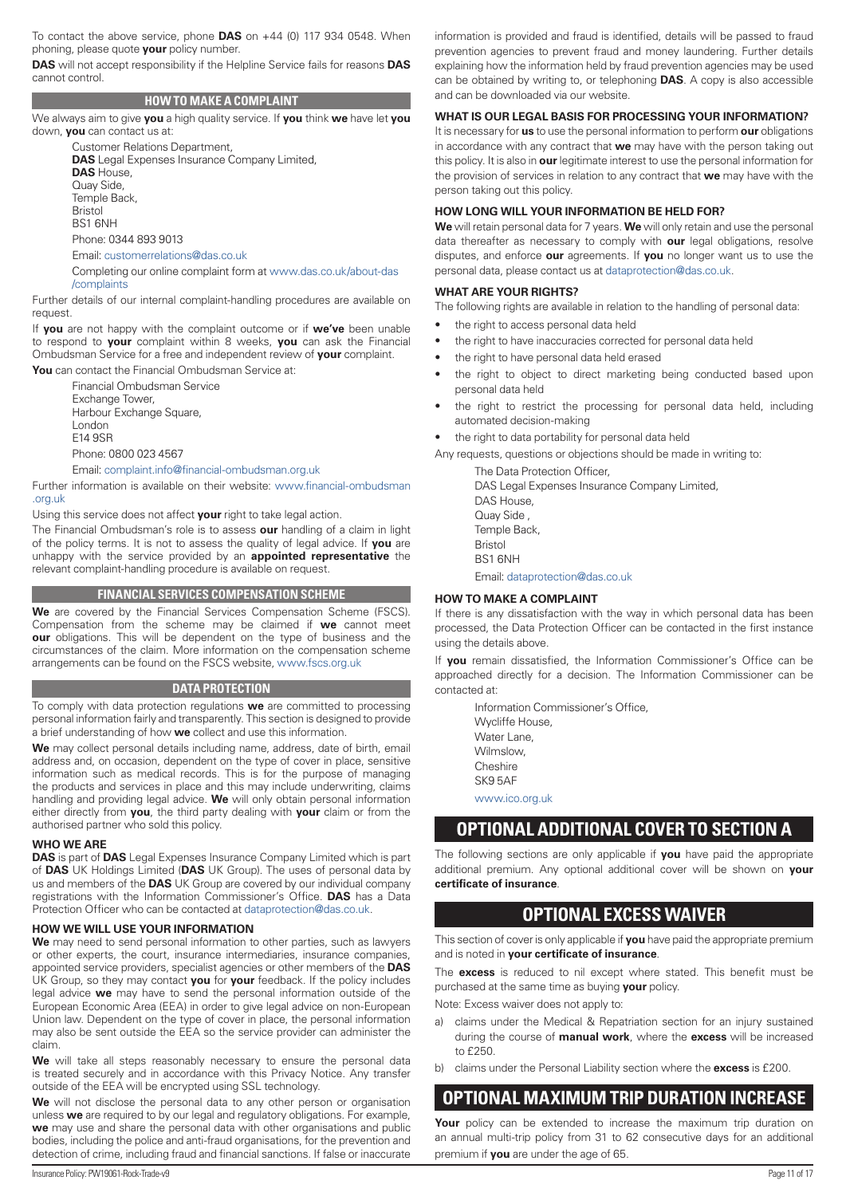To contact the above service, phone **DAS** on +44 (0) 117 934 0548. When phoning, please quote **your** policy number.

**DAS** will not accept responsibility if the Helpline Service fails for reasons **DAS** cannot control.

## HOW TO MAKE A COMPLAINT

We always aim to give **you** a high quality service. If **you** think **we** have let **you** down, **you** can contact us at:

Customer Relations Department,
**DAS** Legal Expenses Insurance Company Limited,
**DAS** House,
Quay Side,
Temple Back,
Bristol
BS1 6NH

Phone: 0344 893 9013

Email: customerrelations@das.co.uk

Completing our online complaint form at www.das.co.uk/about-das/complaints

Further details of our internal complaint-handling procedures are available on request.

If **you** are not happy with the complaint outcome or if **we've** been unable to respond to **your** complaint within 8 weeks, **you** can ask the Financial Ombudsman Service for a free and independent review of **your** complaint.

**You** can contact the Financial Ombudsman Service at:

Financial Ombudsman Service
Exchange Tower,
Harbour Exchange Square,
London
E14 9SR

Phone: 0800 023 4567

Email: complaint.info@financial-ombudsman.org.uk

Further information is available on their website: www.financial-ombudsman.org.uk

Using this service does not affect **your** right to take legal action.

The Financial Ombudsman's role is to assess **our** handling of a claim in light of the policy terms. It is not to assess the quality of legal advice. If **you** are unhappy with the service provided by an **appointed representative** the relevant complaint-handling procedure is available on request.

## FINANCIAL SERVICES COMPENSATION SCHEME

**We** are covered by the Financial Services Compensation Scheme (FSCS). Compensation from the scheme may be claimed if **we** cannot meet **our** obligations. This will be dependent on the type of business and the circumstances of the claim. More information on the compensation scheme arrangements can be found on the FSCS website, www.fscs.org.uk

## DATA PROTECTION

To comply with data protection regulations **we** are committed to processing personal information fairly and transparently. This section is designed to provide a brief understanding of how **we** collect and use this information.

**We** may collect personal details including name, address, date of birth, email address and, on occasion, dependent on the type of cover in place, sensitive information such as medical records. This is for the purpose of managing the products and services in place and this may include underwriting, claims handling and providing legal advice. **We** will only obtain personal information either directly from **you**, the third party dealing with **your** claim or from the authorised partner who sold this policy.

### WHO WE ARE

**DAS** is part of **DAS** Legal Expenses Insurance Company Limited which is part of **DAS** UK Holdings Limited (**DAS** UK Group). The uses of personal data by us and members of the **DAS** UK Group are covered by our individual company registrations with the Information Commissioner's Office. **DAS** has a Data Protection Officer who can be contacted at dataprotection@das.co.uk.

### HOW WE WILL USE YOUR INFORMATION

**We** may need to send personal information to other parties, such as lawyers or other experts, the court, insurance intermediaries, insurance companies, appointed service providers, specialist agencies or other members of the **DAS** UK Group, so they may contact **you** for **your** feedback. If the policy includes legal advice **we** may have to send the personal information outside of the European Economic Area (EEA) in order to give legal advice on non-European Union law. Dependent on the type of cover in place, the personal information may also be sent outside the EEA so the service provider can administer the claim.

**We** will take all steps reasonably necessary to ensure the personal data is treated securely and in accordance with this Privacy Notice. Any transfer outside of the EEA will be encrypted using SSL technology.

**We** will not disclose the personal data to any other person or organisation unless **we** are required to by our legal and regulatory obligations. For example, **we** may use and share the personal data with other organisations and public bodies, including the police and anti-fraud organisations, for the prevention and detection of crime, including fraud and financial sanctions. If false or inaccurate information is provided and fraud is identified, details will be passed to fraud prevention agencies to prevent fraud and money laundering. Further details explaining how the information held by fraud prevention agencies may be used can be obtained by writing to, or telephoning **DAS**. A copy is also accessible and can be downloaded via our website.

### WHAT IS OUR LEGAL BASIS FOR PROCESSING YOUR INFORMATION?

It is necessary for **us** to use the personal information to perform **our** obligations in accordance with any contract that **we** may have with the person taking out this policy. It is also in **our** legitimate interest to use the personal information for the provision of services in relation to any contract that **we** may have with the person taking out this policy.

### HOW LONG WILL YOUR INFORMATION BE HELD FOR?

**We** will retain personal data for 7 years. **We** will only retain and use the personal data thereafter as necessary to comply with **our** legal obligations, resolve disputes, and enforce **our** agreements. If **you** no longer want us to use the personal data, please contact us at dataprotection@das.co.uk.

### WHAT ARE YOUR RIGHTS?

The following rights are available in relation to the handling of personal data:

- the right to access personal data held
- the right to have inaccuracies corrected for personal data held
- the right to have personal data held erased
- the right to object to direct marketing being conducted based upon personal data held
- the right to restrict the processing for personal data held, including automated decision-making
- the right to data portability for personal data held

Any requests, questions or objections should be made in writing to:

The Data Protection Officer,
DAS Legal Expenses Insurance Company Limited,
DAS House,
Quay Side ,
Temple Back,
Bristol
BS1 6NH

Email: dataprotection@das.co.uk

### HOW TO MAKE A COMPLAINT

If there is any dissatisfaction with the way in which personal data has been processed, the Data Protection Officer can be contacted in the first instance using the details above.

If **you** remain dissatisfied, the Information Commissioner's Office can be approached directly for a decision. The Information Commissioner can be contacted at:

Information Commissioner's Office,
Wycliffe House,
Water Lane,
Wilmslow,
Cheshire
SK9 5AF

www.ico.org.uk

# OPTIONAL ADDITIONAL COVER TO SECTION A

The following sections are only applicable if **you** have paid the appropriate additional premium. Any optional additional cover will be shown on **your certificate of insurance**.

# OPTIONAL EXCESS WAIVER

This section of cover is only applicable if **you** have paid the appropriate premium and is noted in **your certificate of insurance**.

The **excess** is reduced to nil except where stated. This benefit must be purchased at the same time as buying **your** policy.

Note: Excess waiver does not apply to:

a) claims under the Medical & Repatriation section for an injury sustained during the course of **manual work**, where the **excess** will be increased to £250.

b) claims under the Personal Liability section where the **excess** is £200.

# OPTIONAL MAXIMUM TRIP DURATION INCREASE

**Your** policy can be extended to increase the maximum trip duration on an annual multi-trip policy from 31 to 62 consecutive days for an additional premium if **you** are under the age of 65.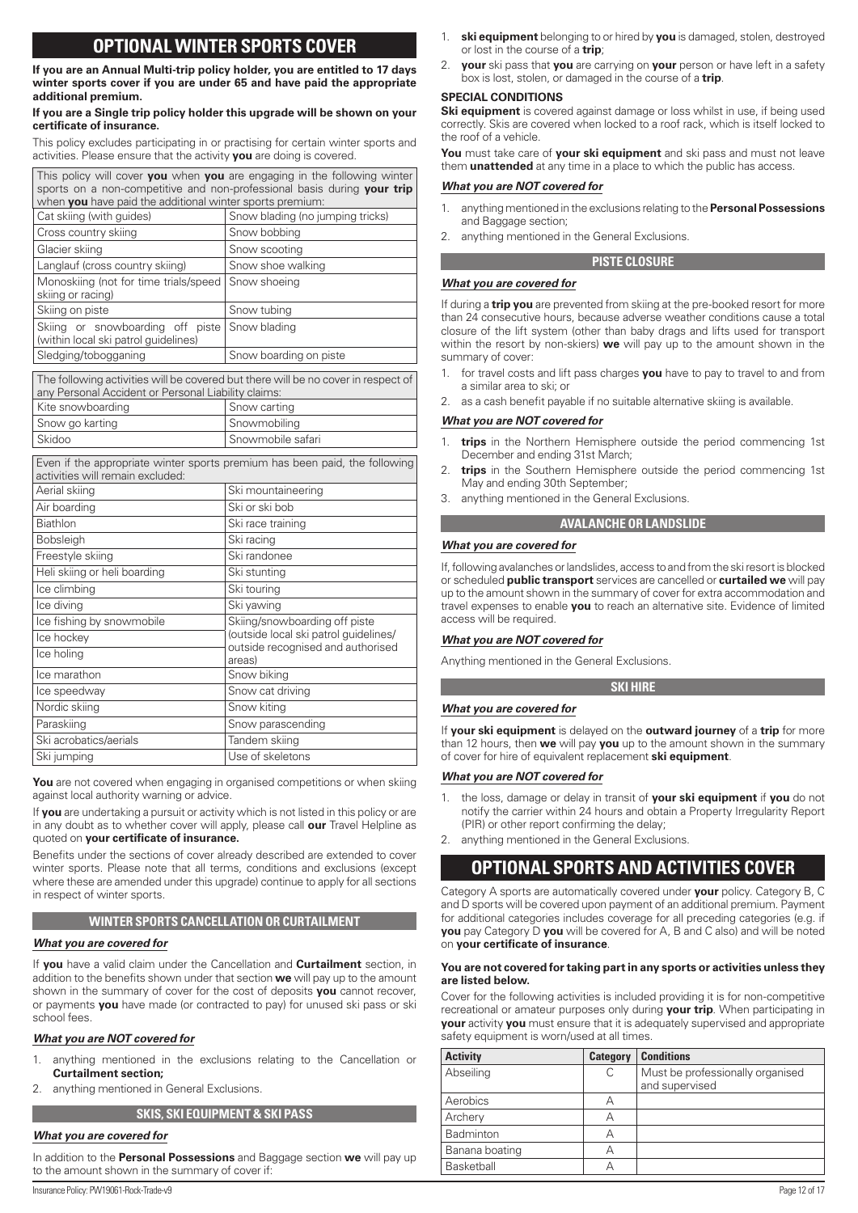# OPTIONAL WINTER SPORTS COVER

**If you are an Annual Multi-trip policy holder, you are entitled to 17 days winter sports cover if you are under 65 and have paid the appropriate additional premium.**

**If you are a Single trip policy holder this upgrade will be shown on your certificate of insurance.**

This policy excludes participating in or practising for certain winter sports and activities. Please ensure that the activity **you** are doing is covered.

| This policy will cover **you** when **you** are engaging in the following winter sports on a non-competitive and non-professional basis during **your trip** when **you** have paid the additional winter sports premium: | |
|---|---|
| Cat skiing (with guides) | Snow blading (no jumping tricks) |
| Cross country skiing | Snow bobbing |
| Glacier skiing | Snow scooting |
| Langlauf (cross country skiing) | Snow shoe walking |
| Monoskiing (not for time trials/speed skiing or racing) | Snow shoeing |
| Skiing on piste | Snow tubing |
| Skiing or snowboarding off piste (within local ski patrol guidelines) | Snow blading |
| Sledging/tobogganing | Snow boarding on piste |

| The following activities will be covered but there will be no cover in respect of any Personal Accident or Personal Liability claims: | |
|---|---|
| Kite snowboarding | Snow carting |
| Snow go karting | Snowmobiling |
| Skidoo | Snowmobile safari |

| Even if the appropriate winter sports premium has been paid, the following activities will remain excluded: | |
|---|---|
| Aerial skiing | Ski mountaineering |
| Air boarding | Ski or ski bob |
| Biathlon | Ski race training |
| Bobsleigh | Ski racing |
| Freestyle skiing | Ski randonee |
| Heli skiing or heli boarding | Ski stunting |
| Ice climbing | Ski touring |
| Ice diving | Ski yawing |
| Ice fishing by snowmobile | Skiing/snowboarding off piste (outside local ski patrol guidelines/ outside recognised and authorised areas) |
| Ice hockey | |
| Ice holing | |
| Ice marathon | Snow biking |
| Ice speedway | Snow cat driving |
| Nordic skiing | Snow kiting |
| Paraskiing | Snow parascending |
| Ski acrobatics/aerials | Tandem skiing |
| Ski jumping | Use of skeletons |

**You** are not covered when engaging in organised competitions or when skiing against local authority warning or advice.

If **you** are undertaking a pursuit or activity which is not listed in this policy or are in any doubt as to whether cover will apply, please call **our** Travel Helpline as quoted on **your certificate of insurance.**

Benefits under the sections of cover already described are extended to cover winter sports. Please note that all terms, conditions and exclusions (except where these are amended under this upgrade) continue to apply for all sections in respect of winter sports.

## WINTER SPORTS CANCELLATION OR CURTAILMENT

***What you are covered for***

If **you** have a valid claim under the Cancellation and **Curtailment** section, in addition to the benefits shown under that section **we** will pay up to the amount shown in the summary of cover for the cost of deposits **you** cannot recover, or payments **you** have made (or contracted to pay) for unused ski pass or ski school fees.

***What you are NOT covered for***

1. anything mentioned in the exclusions relating to the Cancellation or **Curtailment section;**
2. anything mentioned in General Exclusions.

## SKIS, SKI EQUIPMENT & SKI PASS

***What you are covered for***

In addition to the **Personal Possessions** and Baggage section **we** will pay up to the amount shown in the summary of cover if:

1. **ski equipment** belonging to or hired by **you** is damaged, stolen, destroyed or lost in the course of a **trip**;
2. **your** ski pass that **you** are carrying on **your** person or have left in a safety box is lost, stolen, or damaged in the course of a **trip**.

**SPECIAL CONDITIONS**

**Ski equipment** is covered against damage or loss whilst in use, if being used correctly. Skis are covered when locked to a roof rack, which is itself locked to the roof of a vehicle.

**You** must take care of **your ski equipment** and ski pass and must not leave them **unattended** at any time in a place to which the public has access.

***What you are NOT covered for***

1. anything mentioned in the exclusions relating to the **Personal Possessions** and Baggage section;
2. anything mentioned in the General Exclusions.

## PISTE CLOSURE

***What you are covered for***

If during a **trip you** are prevented from skiing at the pre-booked resort for more than 24 consecutive hours, because adverse weather conditions cause a total closure of the lift system (other than baby drags and lifts used for transport within the resort by non-skiers) **we** will pay up to the amount shown in the summary of cover:

1. for travel costs and lift pass charges **you** have to pay to travel to and from a similar area to ski; or
2. as a cash benefit payable if no suitable alternative skiing is available.

***What you are NOT covered for***

1. **trips** in the Northern Hemisphere outside the period commencing 1st December and ending 31st March;
2. **trips** in the Southern Hemisphere outside the period commencing 1st May and ending 30th September;
3. anything mentioned in the General Exclusions.

## AVALANCHE OR LANDSLIDE

***What you are covered for***

If, following avalanches or landslides, access to and from the ski resort is blocked or scheduled **public transport** services are cancelled or **curtailed we** will pay up to the amount shown in the summary of cover for extra accommodation and travel expenses to enable **you** to reach an alternative site. Evidence of limited access will be required.

***What you are NOT covered for***

Anything mentioned in the General Exclusions.

## SKI HIRE

***What you are covered for***

If **your ski equipment** is delayed on the **outward journey** of a **trip** for more than 12 hours, then **we** will pay **you** up to the amount shown in the summary of cover for hire of equivalent replacement **ski equipment**.

***What you are NOT covered for***

1. the loss, damage or delay in transit of **your ski equipment** if **you** do not notify the carrier within 24 hours and obtain a Property Irregularity Report (PIR) or other report confirming the delay;
2. anything mentioned in the General Exclusions.

# OPTIONAL SPORTS AND ACTIVITIES COVER

Category A sports are automatically covered under **your** policy. Category B, C and D sports will be covered upon payment of an additional premium. Payment for additional categories includes coverage for all preceding categories (e.g. if **you** pay Category D **you** will be covered for A, B and C also) and will be noted on **your certificate of insurance**.

**You are not covered for taking part in any sports or activities unless they are listed below.**

Cover for the following activities is included providing it is for non-competitive recreational or amateur purposes only during **your trip**. When participating in **your** activity **you** must ensure that it is adequately supervised and appropriate safety equipment is worn/used at all times.

| Activity | Category | Conditions |
|---|---|---|
| Abseiling | C | Must be professionally organised and supervised |
| Aerobics | A | |
| Archery | A | |
| Badminton | A | |
| Banana boating | A | |
| Basketball | A | |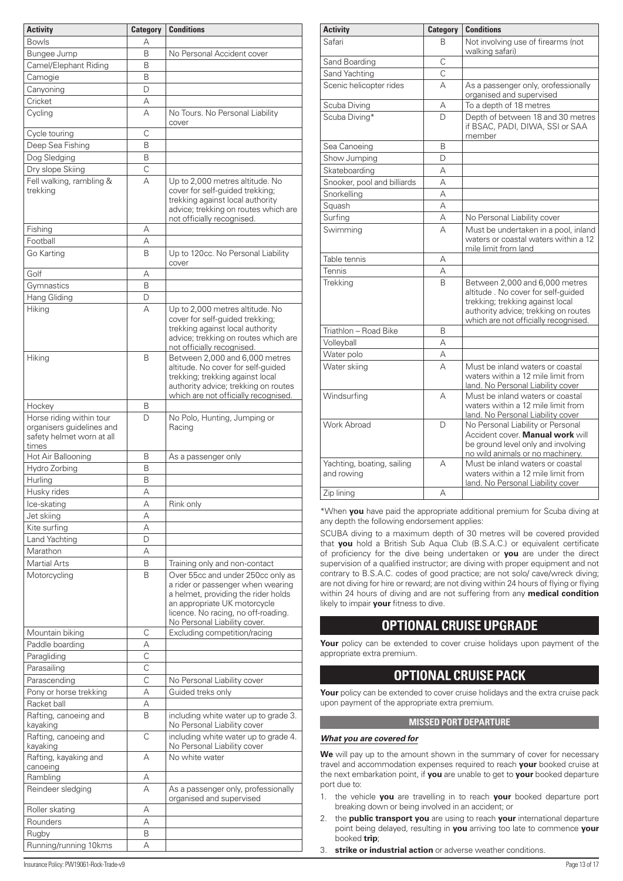| Activity | Category | Conditions |
|---|---|---|
| Bowls | A | |
| Bungee Jump | B | No Personal Accident cover |
| Camel/Elephant Riding | B | |
| Camogie | B | |
| Canyoning | D | |
| Cricket | A | |
| Cycling | A | No Tours. No Personal Liability cover |
| Cycle touring | C | |
| Deep Sea Fishing | B | |
| Dog Sledging | B | |
| Dry slope Skiing | C | |
| Fell walking, rambling & trekking | A | Up to 2,000 metres altitude. No cover for self-guided trekking; trekking against local authority advice; trekking on routes which are not officially recognised. |
| Fishing | A | |
| Football | A | |
| Go Karting | B | Up to 120cc. No Personal Liability cover |
| Golf | A | |
| Gymnastics | B | |
| Hang Gliding | D | |
| Hiking | A | Up to 2,000 metres altitude. No cover for self-guided trekking; trekking against local authority advice; trekking on routes which are not officially recognised. |
| Hiking | B | Between 2,000 and 6,000 metres altitude. No cover for self-guided trekking; trekking against local authority advice; trekking on routes which are not officially recognised. |
| Hockey | B | |
| Horse riding within tour organisers guidelines and safety helmet worn at all times | D | No Polo, Hunting, Jumping or Racing |
| Hot Air Ballooning | B | As a passenger only |
| Hydro Zorbing | B | |
| Hurling | B | |
| Husky rides | A | |
| Ice-skating | A | Rink only |
| Jet skiing | A | |
| Kite surfing | A | |
| Land Yachting | D | |
| Marathon | A | |
| Martial Arts | B | Training only and non-contact |
| Motorcycling | B | Over 55cc and under 250cc only as a rider or passenger when wearing a helmet, providing the rider holds an appropriate UK motorcycle licence. No racing, no off-roading. No Personal Liability cover. |
| Mountain biking | C | Excluding competition/racing |
| Paddle boarding | A | |
| Paragliding | C | |
| Parasailing | C | |
| Parascending | C | No Personal Liability cover |
| Pony or horse trekking | A | Guided treks only |
| Racket ball | A | |
| Rafting, canoeing and kayaking | B | including white water up to grade 3. No Personal Liability cover |
| Rafting, canoeing and kayaking | C | including white water up to grade 4. No Personal Liability cover |
| Rafting, kayaking and canoeing | A | No white water |
| Rambling | A | |
| Reindeer sledging | A | As a passenger only, professionally organised and supervised |
| Roller skating | A | |
| Rounders | A | |
| Rugby | B | |
| Running/running 10kms | A | |
| Safari | B | Not involving use of firearms (not walking safari) |
| Sand Boarding | C | |
| Sand Yachting | C | |
| Scenic helicopter rides | A | As a passenger only, orofessionally organised and supervised |
| Scuba Diving | A | To a depth of 18 metres |
| Scuba Diving* | D | Depth of between 18 and 30 metres if BSAC, PADI, DIWA, SSI or SAA member |
| Sea Canoeing | B | |
| Show Jumping | D | |
| Skateboarding | A | |
| Snooker, pool and billiards | A | |
| Snorkelling | A | |
| Squash | A | |
| Surfing | A | No Personal Liability cover |
| Swimming | A | Must be undertaken in a pool, inland waters or coastal waters within a 12 mile limit from land |
| Table tennis | A | |
| Tennis | A | |
| Trekking | B | Between 2,000 and 6,000 metres altitude . No cover for self-guided trekking; trekking against local authority advice; trekking on routes which are not officially recognised. |
| Triathlon – Road Bike | B | |
| Volleyball | A | |
| Water polo | A | |
| Water skiing | A | Must be inland waters or coastal waters within a 12 mile limit from land. No Personal Liability cover |
| Windsurfing | A | Must be inland waters or coastal waters within a 12 mile limit from land. No Personal Liability cover |
| Work Abroad | D | No Personal Liability or Personal Accident cover. **Manual work** will be ground level only and involving no wild animals or no machinery. |
| Yachting, boating, sailing and rowing | A | Must be inland waters or coastal waters within a 12 mile limit from land. No Personal Liability cover |
| Zip lining | A | |

*When **you** have paid the appropriate additional premium for Scuba diving at any depth the following endorsement applies:

SCUBA diving to a maximum depth of 30 metres will be covered provided that **you** hold a British Sub Aqua Club (B.S.A.C.) or equivalent certificate of proficiency for the dive being undertaken or **you** are under the direct supervision of a qualified instructor; are diving with proper equipment and not contrary to B.S.A.C. codes of good practice; are not solo/ cave/wreck diving; are not diving for hire or reward; are not diving within 24 hours of flying or flying within 24 hours of diving and are not suffering from any **medical condition** likely to impair **your** fitness to dive.

# OPTIONAL CRUISE UPGRADE

**Your** policy can be extended to cover cruise holidays upon payment of the appropriate extra premium.

# OPTIONAL CRUISE PACK

**Your** policy can be extended to cover cruise holidays and the extra cruise pack upon payment of the appropriate extra premium.

## MISSED PORT DEPARTURE

***What you are covered for***

**We** will pay up to the amount shown in the summary of cover for necessary travel and accommodation expenses required to reach **your** booked cruise at the next embarkation point, if **you** are unable to get to **your** booked departure port due to:

1. the vehicle **you** are travelling in to reach **your** booked departure port breaking down or being involved in an accident; or
2. the **public transport you** are using to reach **your** international departure point being delayed, resulting in **you** arriving too late to commence **your** booked **trip**;
3. **strike or industrial action** or adverse weather conditions.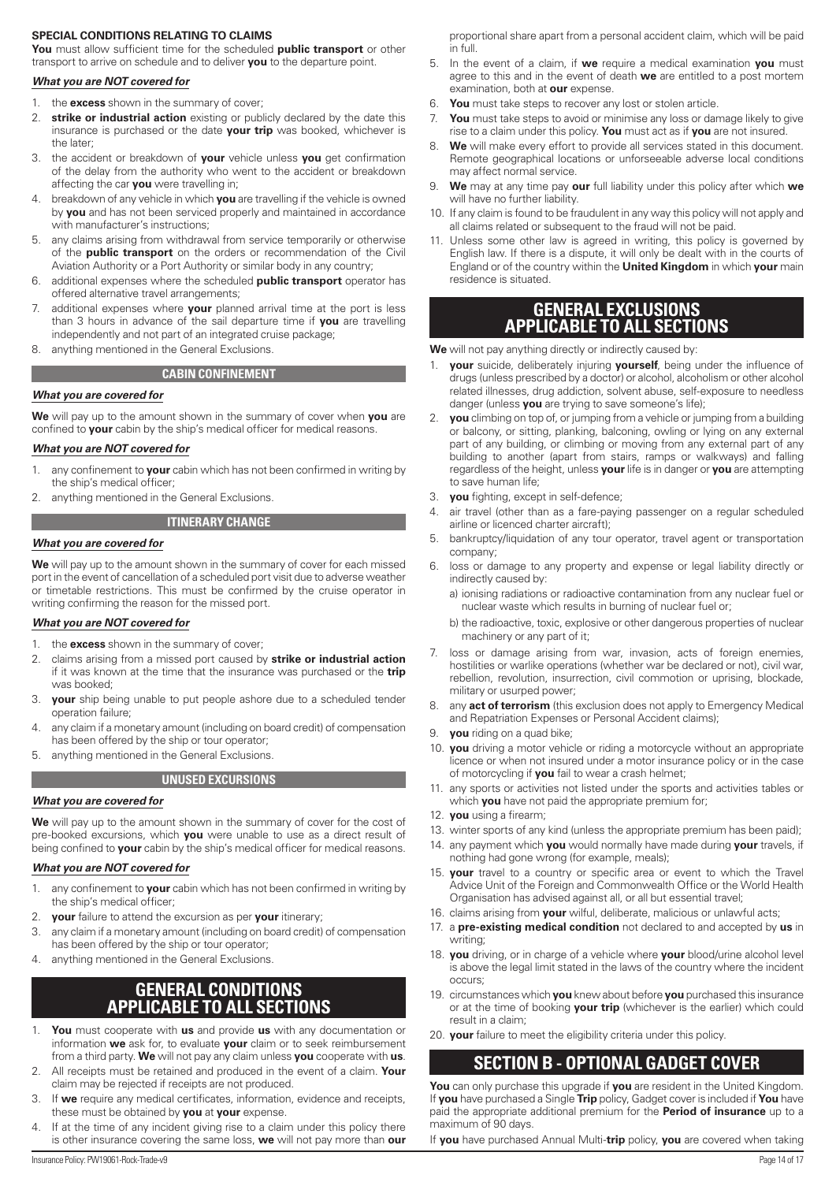**SPECIAL CONDITIONS RELATING TO CLAIMS**

**You** must allow sufficient time for the scheduled **public transport** or other transport to arrive on schedule and to deliver **you** to the departure point.

***What you are NOT covered for***

1. the **excess** shown in the summary of cover;
2. **strike or industrial action** existing or publicly declared by the date this insurance is purchased or the date **your trip** was booked, whichever is the later;
3. the accident or breakdown of **your** vehicle unless **you** get confirmation of the delay from the authority who went to the accident or breakdown affecting the car **you** were travelling in;
4. breakdown of any vehicle in which **you** are travelling if the vehicle is owned by **you** and has not been serviced properly and maintained in accordance with manufacturer's instructions;
5. any claims arising from withdrawal from service temporarily or otherwise of the **public transport** on the orders or recommendation of the Civil Aviation Authority or a Port Authority or similar body in any country;
6. additional expenses where the scheduled **public transport** operator has offered alternative travel arrangements;
7. additional expenses where **your** planned arrival time at the port is less than 3 hours in advance of the sail departure time if **you** are travelling independently and not part of an integrated cruise package;
8. anything mentioned in the General Exclusions.

### CABIN CONFINEMENT

***What you are covered for***

**We** will pay up to the amount shown in the summary of cover when **you** are confined to **your** cabin by the ship's medical officer for medical reasons.

***What you are NOT covered for***

1. any confinement to **your** cabin which has not been confirmed in writing by the ship's medical officer;
2. anything mentioned in the General Exclusions.

### ITINERARY CHANGE

***What you are covered for***

**We** will pay up to the amount shown in the summary of cover for each missed port in the event of cancellation of a scheduled port visit due to adverse weather or timetable restrictions. This must be confirmed by the cruise operator in writing confirming the reason for the missed port.

***What you are NOT covered for***

1. the **excess** shown in the summary of cover;
2. claims arising from a missed port caused by **strike or industrial action** if it was known at the time that the insurance was purchased or the **trip** was booked;
3. **your** ship being unable to put people ashore due to a scheduled tender operation failure;
4. any claim if a monetary amount (including on board credit) of compensation has been offered by the ship or tour operator;
5. anything mentioned in the General Exclusions.

### UNUSED EXCURSIONS

***What you are covered for***

**We** will pay up to the amount shown in the summary of cover for the cost of pre-booked excursions, which **you** were unable to use as a direct result of being confined to **your** cabin by the ship's medical officer for medical reasons.

***What you are NOT covered for***

1. any confinement to **your** cabin which has not been confirmed in writing by the ship's medical officer;
2. **your** failure to attend the excursion as per **your** itinerary;
3. any claim if a monetary amount (including on board credit) of compensation has been offered by the ship or tour operator;
4. anything mentioned in the General Exclusions.

## GENERAL CONDITIONS APPLICABLE TO ALL SECTIONS

1. **You** must cooperate with **us** and provide **us** with any documentation or information **we** ask for, to evaluate **your** claim or to seek reimbursement from a third party. **We** will not pay any claim unless **you** cooperate with **us**.
2. All receipts must be retained and produced in the event of a claim. **Your** claim may be rejected if receipts are not produced.
3. If **we** require any medical certificates, information, evidence and receipts, these must be obtained by **you** at **your** expense.
4. If at the time of any incident giving rise to a claim under this policy there is other insurance covering the same loss, **we** will not pay more than **our** proportional share apart from a personal accident claim, which will be paid in full.
5. In the event of a claim, if **we** require a medical examination **you** must agree to this and in the event of death **we** are entitled to a post mortem examination, both at **our** expense.
6. **You** must take steps to recover any lost or stolen article.
7. **You** must take steps to avoid or minimise any loss or damage likely to give rise to a claim under this policy. **You** must act as if **you** are not insured.
8. **We** will make every effort to provide all services stated in this document. Remote geographical locations or unforseeable adverse local conditions may affect normal service.
9. **We** may at any time pay **our** full liability under this policy after which **we** will have no further liability.
10. If any claim is found to be fraudulent in any way this policy will not apply and all claims related or subsequent to the fraud will not be paid.
11. Unless some other law is agreed in writing, this policy is governed by English law. If there is a dispute, it will only be dealt with in the courts of England or of the country within the **United Kingdom** in which **your** main residence is situated.

## GENERAL EXCLUSIONS APPLICABLE TO ALL SECTIONS

**We** will not pay anything directly or indirectly caused by:

1. **your** suicide, deliberately injuring **yourself**, being under the influence of drugs (unless prescribed by a doctor) or alcohol, alcoholism or other alcohol related illnesses, drug addiction, solvent abuse, self-exposure to needless danger (unless **you** are trying to save someone's life);
2. **you** climbing on top of, or jumping from a vehicle or jumping from a building or balcony, or sitting, planking, balconing, owling or lying on any external part of any building, or climbing or moving from any external part of any building to another (apart from stairs, ramps or walkways) and falling regardless of the height, unless **your** life is in danger or **you** are attempting to save human life;
3. **you** fighting, except in self-defence;
4. air travel (other than as a fare-paying passenger on a regular scheduled airline or licenced charter aircraft);
5. bankruptcy/liquidation of any tour operator, travel agent or transportation company;
6. loss or damage to any property and expense or legal liability directly or indirectly caused by:
   a) ionising radiations or radioactive contamination from any nuclear fuel or nuclear waste which results in burning of nuclear fuel or;
   b) the radioactive, toxic, explosive or other dangerous properties of nuclear machinery or any part of it;
7. loss or damage arising from war, invasion, acts of foreign enemies, hostilities or warlike operations (whether war be declared or not), civil war, rebellion, revolution, insurrection, civil commotion or uprising, blockade, military or usurped power;
8. any **act of terrorism** (this exclusion does not apply to Emergency Medical and Repatriation Expenses or Personal Accident claims);
9. **you** riding on a quad bike;
10. **you** driving a motor vehicle or riding a motorcycle without an appropriate licence or when not insured under a motor insurance policy or in the case of motorcycling if **you** fail to wear a crash helmet;
11. any sports or activities not listed under the sports and activities tables or which **you** have not paid the appropriate premium for;
12. **you** using a firearm;
13. winter sports of any kind (unless the appropriate premium has been paid);
14. any payment which **you** would normally have made during **your** travels, if nothing had gone wrong (for example, meals);
15. **your** travel to a country or specific area or event to which the Travel Advice Unit of the Foreign and Commonwealth Office or the World Health Organisation has advised against all, or all but essential travel;
16. claims arising from **your** wilful, deliberate, malicious or unlawful acts;
17. a **pre-existing medical condition** not declared to and accepted by **us** in writing;
18. **you** driving, or in charge of a vehicle where **your** blood/urine alcohol level is above the legal limit stated in the laws of the country where the incident occurs;
19. circumstances which **you** knew about before **you** purchased this insurance or at the time of booking **your trip** (whichever is the earlier) which could result in a claim;
20. **your** failure to meet the eligibility criteria under this policy.

## SECTION B - OPTIONAL GADGET COVER

**You** can only purchase this upgrade if **you** are resident in the United Kingdom. If **you** have purchased a Single **Trip** policy, Gadget cover is included if **You** have paid the appropriate additional premium for the **Period of insurance** up to a maximum of 90 days.

If **you** have purchased Annual Multi-**trip** policy, **you** are covered when taking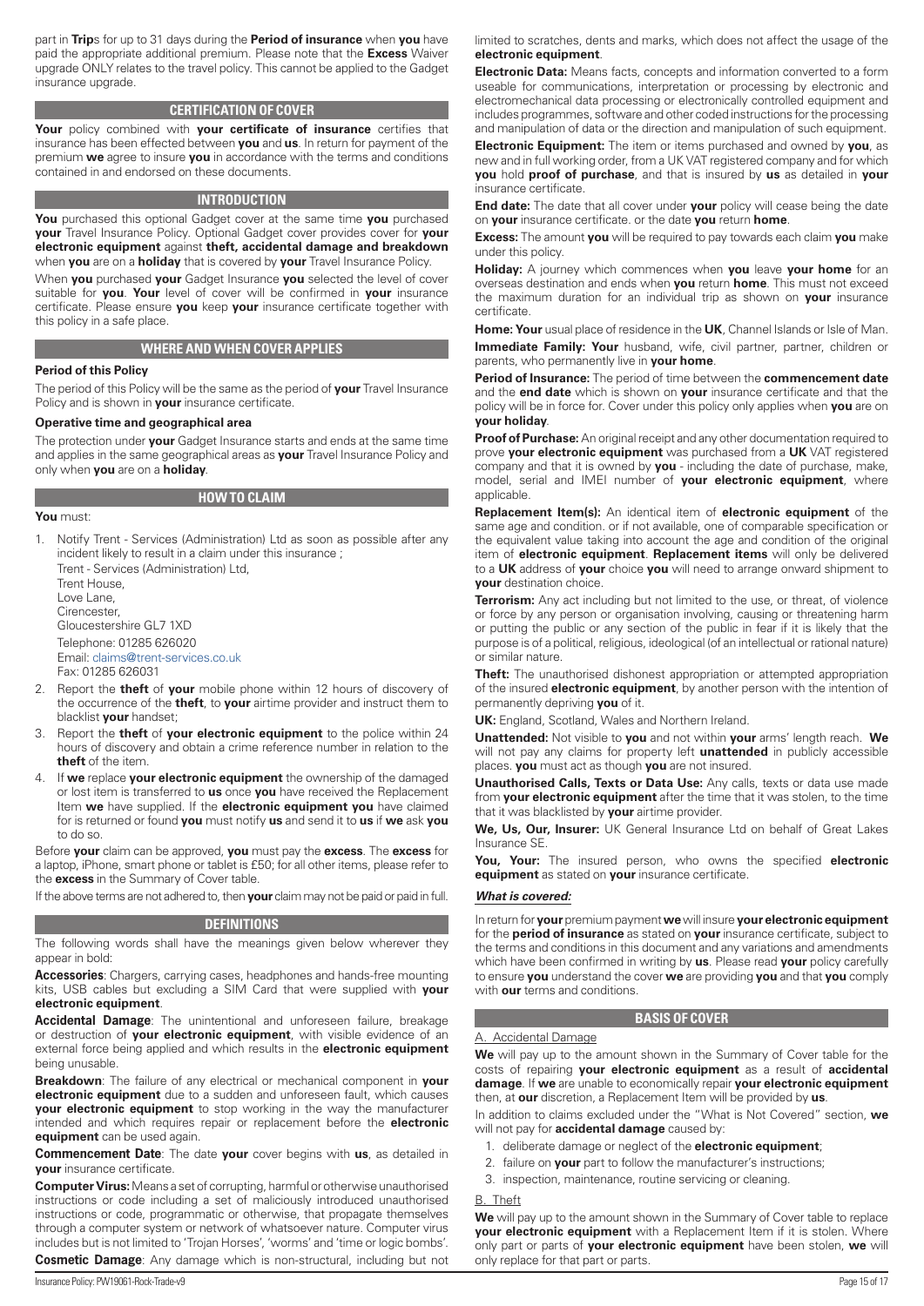part in **Trip**s for up to 31 days during the **Period of insurance** when **you** have paid the appropriate additional premium. Please note that the **Excess** Waiver upgrade ONLY relates to the travel policy. This cannot be applied to the Gadget insurance upgrade.

## CERTIFICATION OF COVER

**Your** policy combined with **your certificate of insurance** certifies that insurance has been effected between **you** and **us**. In return for payment of the premium **we** agree to insure **you** in accordance with the terms and conditions contained in and endorsed on these documents.

## INTRODUCTION

**You** purchased this optional Gadget cover at the same time **you** purchased **your** Travel Insurance Policy. Optional Gadget cover provides cover for **your electronic equipment** against **theft, accidental damage and breakdown** when **you** are on a **holiday** that is covered by **your** Travel Insurance Policy.

When **you** purchased **your** Gadget Insurance **you** selected the level of cover suitable for **you**. **Your** level of cover will be confirmed in **your** insurance certificate. Please ensure **you** keep **your** insurance certificate together with this policy in a safe place.

## WHERE AND WHEN COVER APPLIES

### Period of this Policy

The period of this Policy will be the same as the period of **your** Travel Insurance Policy and is shown in **your** insurance certificate.

### Operative time and geographical area

The protection under **your** Gadget Insurance starts and ends at the same time and applies in the same geographical areas as **your** Travel Insurance Policy and only when **you** are on a **holiday**.

## HOW TO CLAIM

**You** must:

1. Notify Trent - Services (Administration) Ltd as soon as possible after any incident likely to result in a claim under this insurance ;
   Trent - Services (Administration) Ltd,
   Trent House,
   Love Lane,
   Cirencester,
   Gloucestershire GL7 1XD
   Telephone: 01285 626020
   Email: claims@trent-services.co.uk
   Fax: 01285 626031
2. Report the **theft** of **your** mobile phone within 12 hours of discovery of the occurrence of the **theft**, to **your** airtime provider and instruct them to blacklist **your** handset;
3. Report the **theft** of **your electronic equipment** to the police within 24 hours of discovery and obtain a crime reference number in relation to the **theft** of the item.
4. If **we** replace **your electronic equipment** the ownership of the damaged or lost item is transferred to **us** once **you** have received the Replacement Item **we** have supplied. If the **electronic equipment you** have claimed for is returned or found **you** must notify **us** and send it to **us** if **we** ask **you** to do so.

Before **your** claim can be approved, **you** must pay the **excess**. The **excess** for a laptop, iPhone, smart phone or tablet is £50; for all other items, please refer to the **excess** in the Summary of Cover table.

If the above terms are not adhered to, then **your** claim may not be paid or paid in full.

## DEFINITIONS

The following words shall have the meanings given below wherever they appear in bold:

**Accessories**: Chargers, carrying cases, headphones and hands-free mounting kits, USB cables but excluding a SIM Card that were supplied with **your electronic equipment**.

**Accidental Damage**: The unintentional and unforeseen failure, breakage or destruction of **your electronic equipment**, with visible evidence of an external force being applied and which results in the **electronic equipment** being unusable.

**Breakdown**: The failure of any electrical or mechanical component in **your electronic equipment** due to a sudden and unforeseen fault, which causes **your electronic equipment** to stop working in the way the manufacturer intended and which requires repair or replacement before the **electronic equipment** can be used again.

**Commencement Date**: The date **your** cover begins with **us**, as detailed in **your** insurance certificate.

**Computer Virus:** Means a set of corrupting, harmful or otherwise unauthorised instructions or code including a set of maliciously introduced unauthorised instructions or code, programmatic or otherwise, that propagate themselves through a computer system or network of whatsoever nature. Computer virus includes but is not limited to 'Trojan Horses', 'worms' and 'time or logic bombs'.

**Cosmetic Damage**: Any damage which is non-structural, including but not limited to scratches, dents and marks, which does not affect the usage of the **electronic equipment**.

**Electronic Data:** Means facts, concepts and information converted to a form useable for communications, interpretation or processing by electronic and electromechanical data processing or electronically controlled equipment and includes programmes, software and other coded instructions for the processing and manipulation of data or the direction and manipulation of such equipment.

**Electronic Equipment:** The item or items purchased and owned by **you**, as new and in full working order, from a UK VAT registered company and for which **you** hold **proof of purchase**, and that is insured by **us** as detailed in **your** insurance certificate.

**End date:** The date that all cover under **your** policy will cease being the date on **your** insurance certificate. or the date **you** return **home**.

**Excess:** The amount **you** will be required to pay towards each claim **you** make under this policy.

**Holiday:** A journey which commences when **you** leave **your home** for an overseas destination and ends when **you** return **home**. This must not exceed the maximum duration for an individual trip as shown on **your** insurance certificate.

**Home: Your** usual place of residence in the **UK**, Channel Islands or Isle of Man.

**Immediate Family: Your** husband, wife, civil partner, partner, children or parents, who permanently live in **your home**.

**Period of Insurance:** The period of time between the **commencement date** and the **end date** which is shown on **your** insurance certificate and that the policy will be in force for. Cover under this policy only applies when **you** are on **your holiday**.

**Proof of Purchase:** An original receipt and any other documentation required to prove **your electronic equipment** was purchased from a **UK** VAT registered company and that it is owned by **you** - including the date of purchase, make, model, serial and IMEI number of **your electronic equipment**, where applicable.

**Replacement Item(s):** An identical item of **electronic equipment** of the same age and condition. or if not available, one of comparable specification or the equivalent value taking into account the age and condition of the original item of **electronic equipment**. **Replacement items** will only be delivered to a **UK** address of **your** choice **you** will need to arrange onward shipment to **your** destination choice.

**Terrorism:** Any act including but not limited to the use, or threat, of violence or force by any person or organisation involving, causing or threatening harm or putting the public or any section of the public in fear if it is likely that the purpose is of a political, religious, ideological (of an intellectual or rational nature) or similar nature.

**Theft:** The unauthorised dishonest appropriation or attempted appropriation of the insured **electronic equipment**, by another person with the intention of permanently depriving **you** of it.

**UK:** England, Scotland, Wales and Northern Ireland.

**Unattended:** Not visible to **you** and not within **your** arms' length reach. **We** will not pay any claims for property left **unattended** in publicly accessible places. **you** must act as though **you** are not insured.

**Unauthorised Calls, Texts or Data Use:** Any calls, texts or data use made from **your electronic equipment** after the time that it was stolen, to the time that it was blacklisted by **your** airtime provider.

**We, Us, Our, Insurer:** UK General Insurance Ltd on behalf of Great Lakes Insurance SE.

**You, Your:** The insured person, who owns the specified **electronic equipment** as stated on **your** insurance certificate.

***What is covered:***

In return for **your** premium payment **we** will insure **your electronic equipment** for the **period of insurance** as stated on **your** insurance certificate, subject to the terms and conditions in this document and any variations and amendments which have been confirmed in writing by **us**. Please read **your** policy carefully to ensure **you** understand the cover **we** are providing **you** and that **you** comply with **our** terms and conditions.

## BASIS OF COVER

A. Accidental Damage

**We** will pay up to the amount shown in the Summary of Cover table for the costs of repairing **your electronic equipment** as a result of **accidental damage**. If **we** are unable to economically repair **your electronic equipment** then, at **our** discretion, a Replacement Item will be provided by **us**.

In addition to claims excluded under the "What is Not Covered" section, **we** will not pay for **accidental damage** caused by:

1. deliberate damage or neglect of the **electronic equipment**;
2. failure on **your** part to follow the manufacturer's instructions;
3. inspection, maintenance, routine servicing or cleaning.

B. Theft

**We** will pay up to the amount shown in the Summary of Cover table to replace **your electronic equipment** with a Replacement Item if it is stolen. Where only part or parts of **your electronic equipment** have been stolen, **we** will only replace for that part or parts.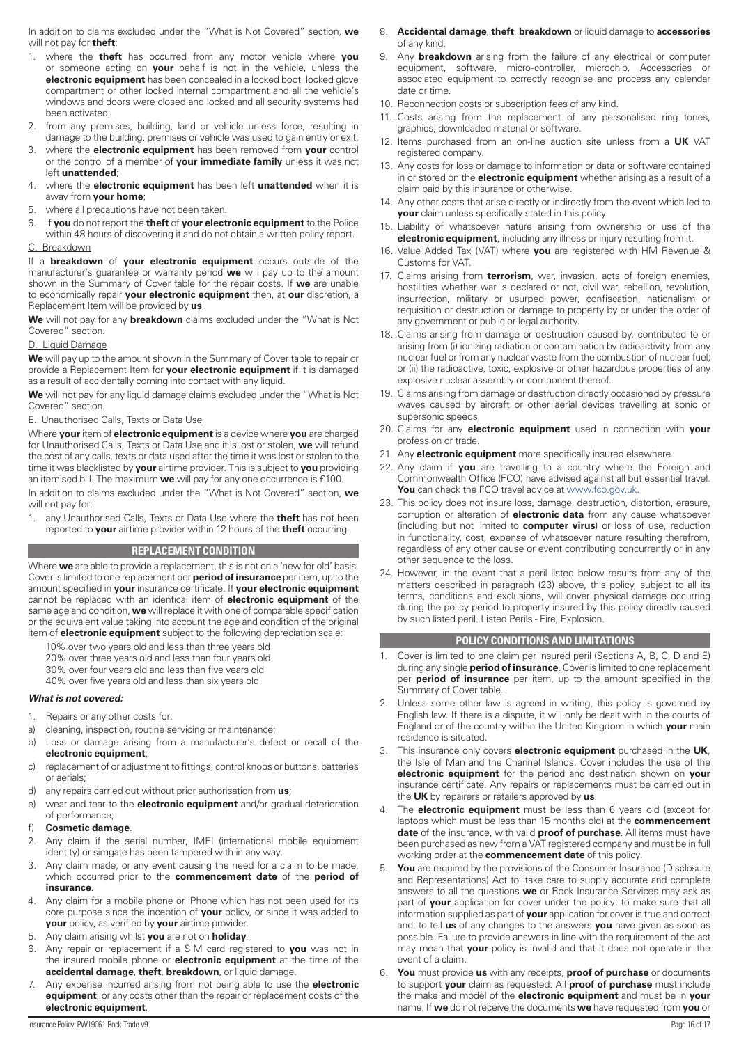In addition to claims excluded under the "What is Not Covered" section, **we** will not pay for **theft**:

1. where the **theft** has occurred from any motor vehicle where **you** or someone acting on **your** behalf is not in the vehicle, unless the **electronic equipment** has been concealed in a locked boot, locked glove compartment or other locked internal compartment and all the vehicle's windows and doors were closed and locked and all security systems had been activated;
2. from any premises, building, land or vehicle unless force, resulting in damage to the building, premises or vehicle was used to gain entry or exit;
3. where the **electronic equipment** has been removed from **your** control or the control of a member of **your immediate family** unless it was not left **unattended**;
4. where the **electronic equipment** has been left **unattended** when it is away from **your home**;
5. where all precautions have not been taken.
6. If **you** do not report the **theft** of **your electronic equipment** to the Police within 48 hours of discovering it and do not obtain a written policy report.

C. Breakdown

If a **breakdown** of **your electronic equipment** occurs outside of the manufacturer's guarantee or warranty period **we** will pay up to the amount shown in the Summary of Cover table for the repair costs. If **we** are unable to economically repair **your electronic equipment** then, at **our** discretion, a Replacement Item will be provided by **us**.

**We** will not pay for any **breakdown** claims excluded under the "What is Not Covered" section.

D. Liquid Damage

**We** will pay up to the amount shown in the Summary of Cover table to repair or provide a Replacement Item for **your electronic equipment** if it is damaged as a result of accidentally coming into contact with any liquid.

**We** will not pay for any liquid damage claims excluded under the "What is Not Covered" section.

E. Unauthorised Calls, Texts or Data Use

Where **your** item of **electronic equipment** is a device where **you** are charged for Unauthorised Calls, Texts or Data Use and it is lost or stolen, **we** will refund the cost of any calls, texts or data used after the time it was lost or stolen to the time it was blacklisted by **your** airtime provider. This is subject to **you** providing an itemised bill. The maximum **we** will pay for any one occurrence is £100.

In addition to claims excluded under the "What is Not Covered" section, **we** will not pay for:

1. any Unauthorised Calls, Texts or Data Use where the **theft** has not been reported to **your** airtime provider within 12 hours of the **theft** occurring.

## REPLACEMENT CONDITION

Where **we** are able to provide a replacement, this is not on a 'new for old' basis. Cover is limited to one replacement per **period of insurance** per item, up to the amount specified in **your** insurance certificate. If **your electronic equipment** cannot be replaced with an identical item of **electronic equipment** of the same age and condition, **we** will replace it with one of comparable specification or the equivalent value taking into account the age and condition of the original item of **electronic equipment** subject to the following depreciation scale:

10% over two years old and less than three years old
20% over three years old and less than four years old
30% over four years old and less than five years old
40% over five years old and less than six years old.

***What is not covered:***

1. Repairs or any other costs for:
   a) cleaning, inspection, routine servicing or maintenance;
   b) Loss or damage arising from a manufacturer's defect or recall of the **electronic equipment**;
   c) replacement of or adjustment to fittings, control knobs or buttons, batteries or aerials;
   d) any repairs carried out without prior authorisation from **us**;
   e) wear and tear to the **electronic equipment** and/or gradual deterioration of performance;
   f) **Cosmetic damage**.
2. Any claim if the serial number, IMEI (international mobile equipment identity) or simgate has been tampered with in any way.
3. Any claim made, or any event causing the need for a claim to be made, which occurred prior to the **commencement date** of the **period of insurance**.
4. Any claim for a mobile phone or iPhone which has not been used for its core purpose since the inception of **your** policy, or since it was added to **your** policy, as verified by **your** airtime provider.
5. Any claim arising whilst **you** are not on **holiday**.
6. Any repair or replacement if a SIM card registered to **you** was not in the insured mobile phone or **electronic equipment** at the time of the **accidental damage**, **theft**, **breakdown**, or liquid damage.
7. Any expense incurred arising from not being able to use the **electronic equipment**, or any costs other than the repair or replacement costs of the **electronic equipment**.
8. **Accidental damage**, **theft**, **breakdown** or liquid damage to **accessories** of any kind.
9. Any **breakdown** arising from the failure of any electrical or computer equipment, software, micro-controller, microchip, Accessories or associated equipment to correctly recognise and process any calendar date or time.
10. Reconnection costs or subscription fees of any kind.
11. Costs arising from the replacement of any personalised ring tones, graphics, downloaded material or software.
12. Items purchased from an on-line auction site unless from a **UK** VAT registered company.
13. Any costs for loss or damage to information or data or software contained in or stored on the **electronic equipment** whether arising as a result of a claim paid by this insurance or otherwise.
14. Any other costs that arise directly or indirectly from the event which led to **your** claim unless specifically stated in this policy.
15. Liability of whatsoever nature arising from ownership or use of the **electronic equipment**, including any illness or injury resulting from it.
16. Value Added Tax (VAT) where **you** are registered with HM Revenue & Customs for VAT.
17. Claims arising from **terrorism**, war, invasion, acts of foreign enemies, hostilities whether war is declared or not, civil war, rebellion, revolution, insurrection, military or usurped power, confiscation, nationalism or requisition or destruction or damage to property by or under the order of any government or public or legal authority.
18. Claims arising from damage or destruction caused by, contributed to or arising from (i) ionizing radiation or contamination by radioactivity from any nuclear fuel or from any nuclear waste from the combustion of nuclear fuel; or (ii) the radioactive, toxic, explosive or other hazardous properties of any explosive nuclear assembly or component thereof.
19. Claims arising from damage or destruction directly occasioned by pressure waves caused by aircraft or other aerial devices travelling at sonic or supersonic speeds.
20. Claims for any **electronic equipment** used in connection with **your** profession or trade.
21. Any **electronic equipment** more specifically insured elsewhere.
22. Any claim if **you** are travelling to a country where the Foreign and Commonwealth Office (FCO) have advised against all but essential travel. **You** can check the FCO travel advice at www.fco.gov.uk.
23. This policy does not insure loss, damage, destruction, distortion, erasure, corruption or alteration of **electronic data** from any cause whatsoever (including but not limited to **computer virus**) or loss of use, reduction in functionality, cost, expense of whatsoever nature resulting therefrom, regardless of any other cause or event contributing concurrently or in any other sequence to the loss.
24. However, in the event that a peril listed below results from any of the matters described in paragraph (23) above, this policy, subject to all its terms, conditions and exclusions, will cover physical damage occurring during the policy period to property insured by this policy directly caused by such listed peril. Listed Perils - Fire, Explosion.

## POLICY CONDITIONS AND LIMITATIONS

1. Cover is limited to one claim per insured peril (Sections A, B, C, D and E) during any single **period of insurance**. Cover is limited to one replacement per **period of insurance** per item, up to the amount specified in the Summary of Cover table.
2. Unless some other law is agreed in writing, this policy is governed by English law. If there is a dispute, it will only be dealt with in the courts of England or of the country within the United Kingdom in which **your** main residence is situated.
3. This insurance only covers **electronic equipment** purchased in the **UK**, the Isle of Man and the Channel Islands. Cover includes the use of the **electronic equipment** for the period and destination shown on **your** insurance certificate. Any repairs or replacements must be carried out in the **UK** by repairers or retailers approved by **us**.
4. The **electronic equipment** must be less than 6 years old (except for laptops which must be less than 15 months old) at the **commencement date** of the insurance, with valid **proof of purchase**. All items must have been purchased as new from a VAT registered company and must be in full working order at the **commencement date** of this policy.
5. **You** are required by the provisions of the Consumer Insurance (Disclosure and Representations) Act to: take care to supply accurate and complete answers to all the questions **we** or Rock Insurance Services may ask as part of **your** application for cover under the policy; to make sure that all information supplied as part of **your** application for cover is true and correct and; to tell **us** of any changes to the answers **you** have given as soon as possible. Failure to provide answers in line with the requirement of the act may mean that **your** policy is invalid and that it does not operate in the event of a claim.
6. **You** must provide **us** with any receipts, **proof of purchase** or documents to support **your** claim as requested. All **proof of purchase** must include the make and model of the **electronic equipment** and must be in **your** name. If **we** do not receive the documents **we** have requested from **you** or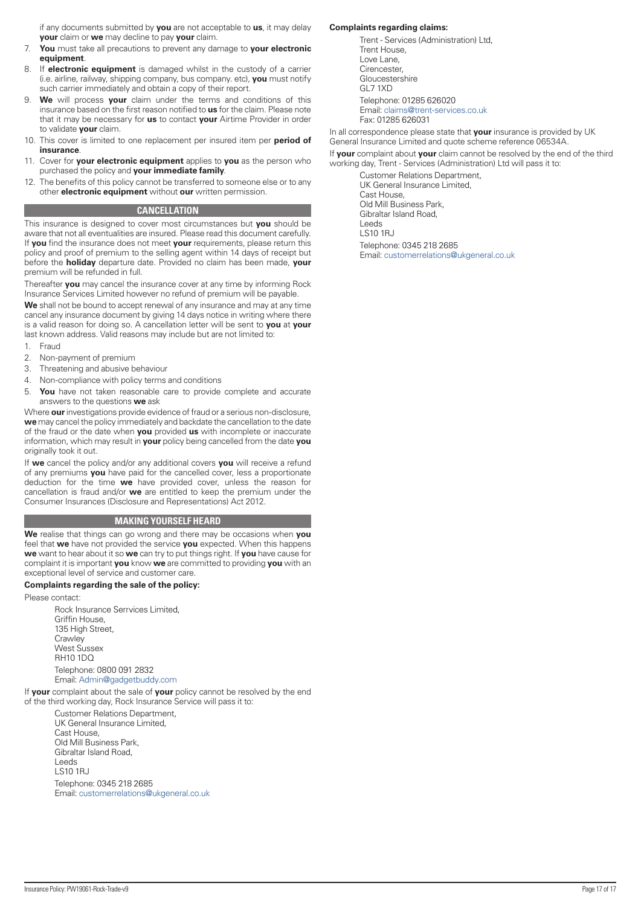if any documents submitted by **you** are not acceptable to **us**, it may delay **your** claim or **we** may decline to pay **your** claim.

7. **You** must take all precautions to prevent any damage to **your electronic equipment**.
8. If **electronic equipment** is damaged whilst in the custody of a carrier (i.e. airline, railway, shipping company, bus company. etc), **you** must notify such carrier immediately and obtain a copy of their report.
9. **We** will process **your** claim under the terms and conditions of this insurance based on the first reason notified to **us** for the claim. Please note that it may be necessary for **us** to contact **your** Airtime Provider in order to validate **your** claim.
10. This cover is limited to one replacement per insured item per **period of insurance**.
11. Cover for **your electronic equipment** applies to **you** as the person who purchased the policy and **your immediate family**.
12. The benefits of this policy cannot be transferred to someone else or to any other **electronic equipment** without **our** written permission.

## CANCELLATION

This insurance is designed to cover most circumstances but **you** should be aware that not all eventualities are insured. Please read this document carefully. If **you** find the insurance does not meet **your** requirements, please return this policy and proof of premium to the selling agent within 14 days of receipt but before the **holiday** departure date. Provided no claim has been made, **your** premium will be refunded in full.

Thereafter **you** may cancel the insurance cover at any time by informing Rock Insurance Services Limited however no refund of premium will be payable.

**We** shall not be bound to accept renewal of any insurance and may at any time cancel any insurance document by giving 14 days notice in writing where there is a valid reason for doing so. A cancellation letter will be sent to **you** at **your** last known address. Valid reasons may include but are not limited to:

1. Fraud
2. Non-payment of premium
3. Threatening and abusive behaviour
4. Non-compliance with policy terms and conditions
5. **You** have not taken reasonable care to provide complete and accurate answers to the questions **we** ask

Where **our** investigations provide evidence of fraud or a serious non-disclosure, **we** may cancel the policy immediately and backdate the cancellation to the date of the fraud or the date when **you** provided **us** with incomplete or inaccurate information, which may result in **your** policy being cancelled from the date **you** originally took it out.

If **we** cancel the policy and/or any additional covers **you** will receive a refund of any premiums **you** have paid for the cancelled cover, less a proportionate deduction for the time **we** have provided cover, unless the reason for cancellation is fraud and/or **we** are entitled to keep the premium under the Consumer Insurances (Disclosure and Representations) Act 2012.

## MAKING YOURSELF HEARD

**We** realise that things can go wrong and there may be occasions when **you** feel that **we** have not provided the service **you** expected. When this happens **we** want to hear about it so **we** can try to put things right. If **you** have cause for complaint it is important **you** know **we** are committed to providing **you** with an exceptional level of service and customer care.

**Complaints regarding the sale of the policy:**

Please contact:

Rock Insurance Serrvices Limited,
Griffin House,
135 High Street,
Crawley
West Sussex
RH10 1DQ

Telephone: 0800 091 2832
Email: Admin@gadgetbuddy.com

If **your** complaint about the sale of **your** policy cannot be resolved by the end of the third working day, Rock Insurance Service will pass it to:

Customer Relations Department,
UK General Insurance Limited,
Cast House,
Old Mill Business Park,
Gibraltar Island Road,
Leeds
LS10 1RJ

Telephone: 0345 218 2685
Email: customerrelations@ukgeneral.co.uk

**Complaints regarding claims:**

Trent - Services (Administration) Ltd,
Trent House,
Love Lane,
Cirencester,
Gloucestershire
GL7 1XD

Telephone: 01285 626020
Email: claims@trent-services.co.uk
Fax: 01285 626031

In all correspondence please state that **your** insurance is provided by UK General Insurance Limited and quote scheme reference 06534A.

If **your** complaint about **your** claim cannot be resolved by the end of the third working day, Trent - Services (Administration) Ltd will pass it to:

Customer Relations Department,
UK General Insurance Limited,
Cast House,
Old Mill Business Park,
Gibraltar Island Road,
Leeds
LS10 1RJ

Telephone: 0345 218 2685
Email: customerrelations@ukgeneral.co.uk